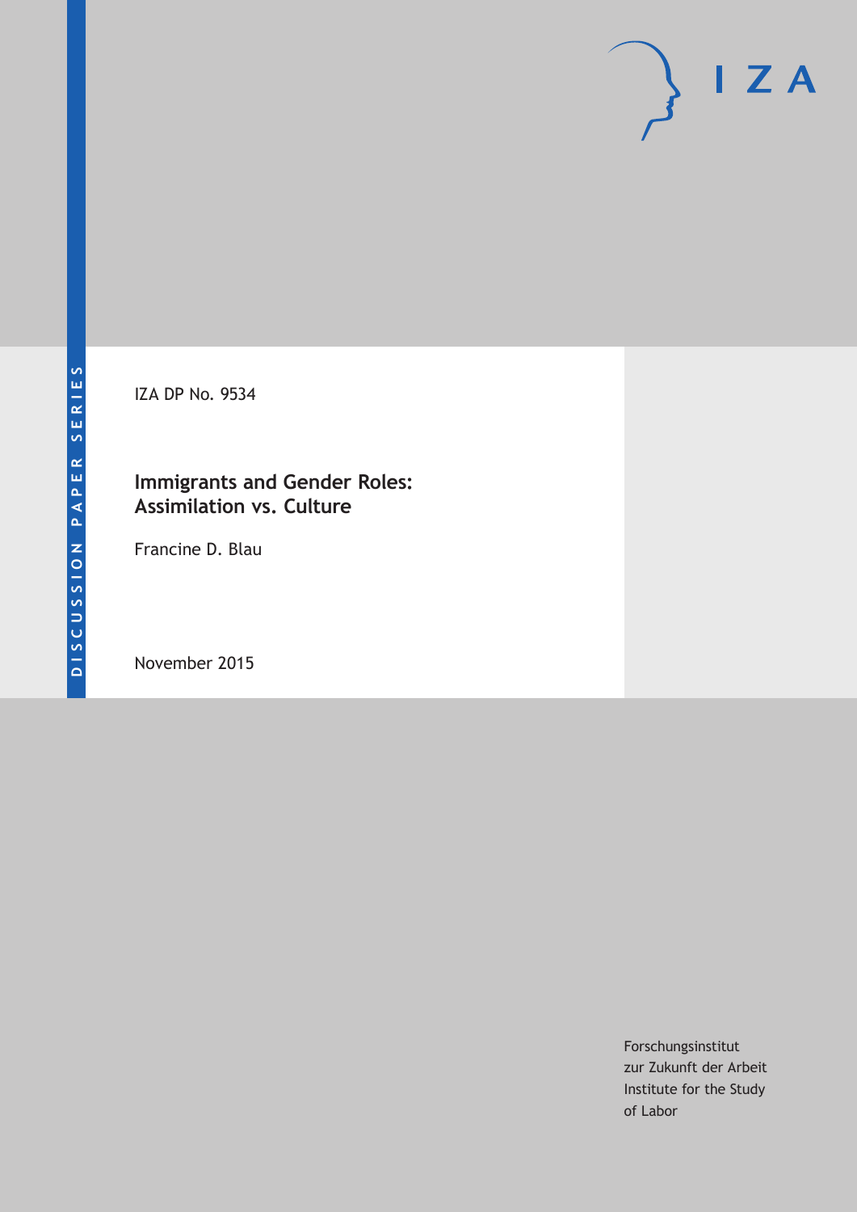IZA DP No. 9534

# Immigrants and Gender Roles: Assimilation vs. Culture

Francine D. Blau

November 2015

Forschungsinstitut
zur Zukunft der Arbeit
Institute for the Study
of Labor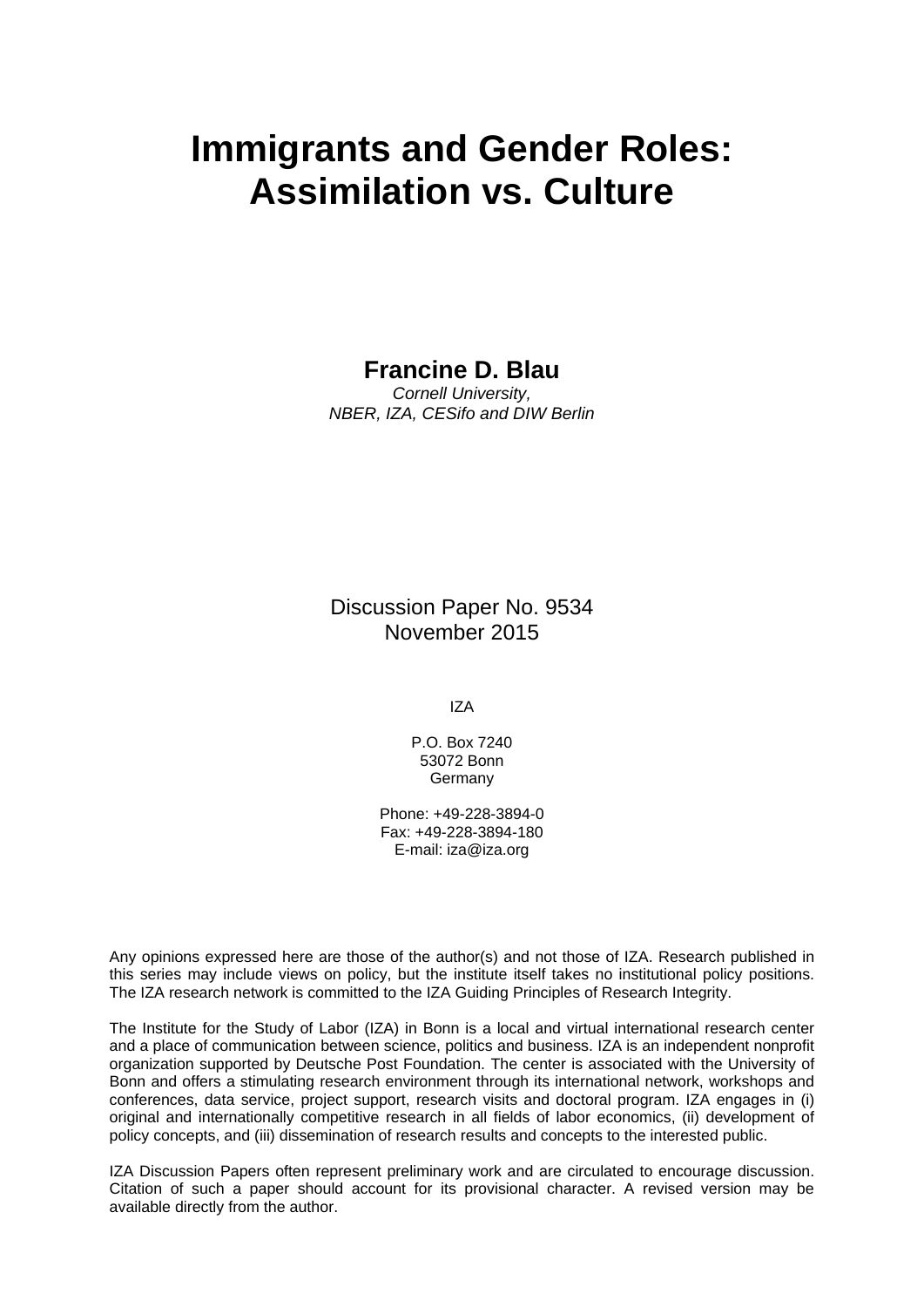# Immigrants and Gender Roles: Assimilation vs. Culture

**Francine D. Blau**
*Cornell University,*
*NBER, IZA, CESifo and DIW Berlin*

Discussion Paper No. 9534
November 2015

IZA

P.O. Box 7240
53072 Bonn
Germany

Phone: +49-228-3894-0
Fax: +49-228-3894-180
E-mail: iza@iza.org

Any opinions expressed here are those of the author(s) and not those of IZA. Research published in this series may include views on policy, but the institute itself takes no institutional policy positions. The IZA research network is committed to the IZA Guiding Principles of Research Integrity.

The Institute for the Study of Labor (IZA) in Bonn is a local and virtual international research center and a place of communication between science, politics and business. IZA is an independent nonprofit organization supported by Deutsche Post Foundation. The center is associated with the University of Bonn and offers a stimulating research environment through its international network, workshops and conferences, data service, project support, research visits and doctoral program. IZA engages in (i) original and internationally competitive research in all fields of labor economics, (ii) development of policy concepts, and (iii) dissemination of research results and concepts to the interested public.

IZA Discussion Papers often represent preliminary work and are circulated to encourage discussion. Citation of such a paper should account for its provisional character. A revised version may be available directly from the author.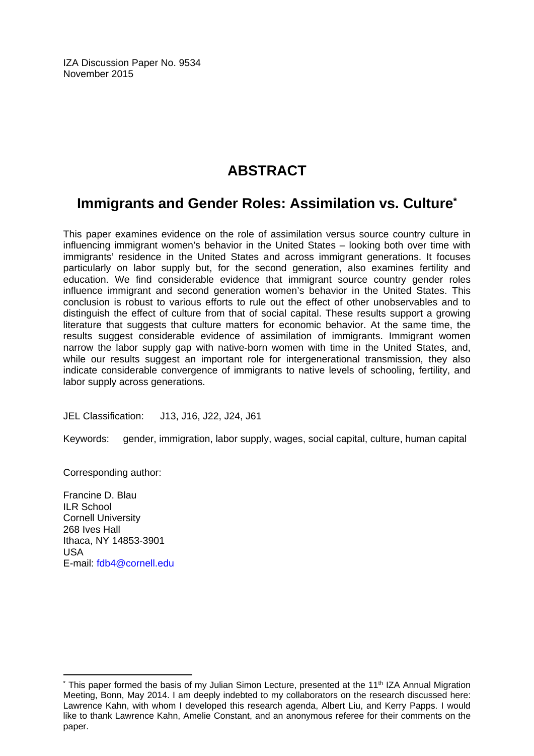IZA Discussion Paper No. 9534
November 2015

# ABSTRACT

## Immigrants and Gender Roles: Assimilation vs. Culture*

This paper examines evidence on the role of assimilation versus source country culture in influencing immigrant women's behavior in the United States – looking both over time with immigrants' residence in the United States and across immigrant generations. It focuses particularly on labor supply but, for the second generation, also examines fertility and education. We find considerable evidence that immigrant source country gender roles influence immigrant and second generation women's behavior in the United States. This conclusion is robust to various efforts to rule out the effect of other unobservables and to distinguish the effect of culture from that of social capital. These results support a growing literature that suggests that culture matters for economic behavior. At the same time, the results suggest considerable evidence of assimilation of immigrants. Immigrant women narrow the labor supply gap with native-born women with time in the United States, and, while our results suggest an important role for intergenerational transmission, they also indicate considerable convergence of immigrants to native levels of schooling, fertility, and labor supply across generations.

JEL Classification: J13, J16, J22, J24, J61

Keywords: gender, immigration, labor supply, wages, social capital, culture, human capital

Corresponding author:

Francine D. Blau
ILR School
Cornell University
268 Ives Hall
Ithaca, NY 14853-3901
USA
E-mail: fdb4@cornell.edu

---

* This paper formed the basis of my Julian Simon Lecture, presented at the 11th IZA Annual Migration Meeting, Bonn, May 2014. I am deeply indebted to my collaborators on the research discussed here: Lawrence Kahn, with whom I developed this research agenda, Albert Liu, and Kerry Papps. I would like to thank Lawrence Kahn, Amelie Constant, and an anonymous referee for their comments on the paper.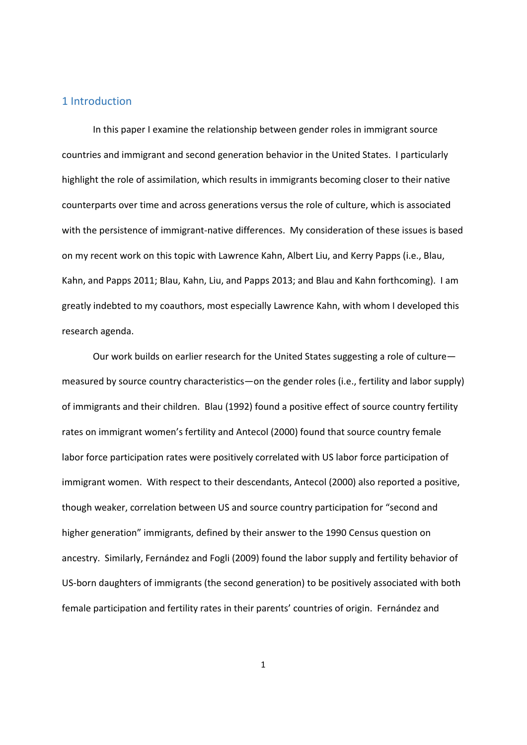# 1 Introduction

In this paper I examine the relationship between gender roles in immigrant source countries and immigrant and second generation behavior in the United States. I particularly highlight the role of assimilation, which results in immigrants becoming closer to their native counterparts over time and across generations versus the role of culture, which is associated with the persistence of immigrant-native differences. My consideration of these issues is based on my recent work on this topic with Lawrence Kahn, Albert Liu, and Kerry Papps (i.e., Blau, Kahn, and Papps 2011; Blau, Kahn, Liu, and Papps 2013; and Blau and Kahn forthcoming). I am greatly indebted to my coauthors, most especially Lawrence Kahn, with whom I developed this research agenda.

Our work builds on earlier research for the United States suggesting a role of culture—measured by source country characteristics—on the gender roles (i.e., fertility and labor supply) of immigrants and their children. Blau (1992) found a positive effect of source country fertility rates on immigrant women's fertility and Antecol (2000) found that source country female labor force participation rates were positively correlated with US labor force participation of immigrant women. With respect to their descendants, Antecol (2000) also reported a positive, though weaker, correlation between US and source country participation for "second and higher generation" immigrants, defined by their answer to the 1990 Census question on ancestry. Similarly, Fernández and Fogli (2009) found the labor supply and fertility behavior of US-born daughters of immigrants (the second generation) to be positively associated with both female participation and fertility rates in their parents' countries of origin. Fernández and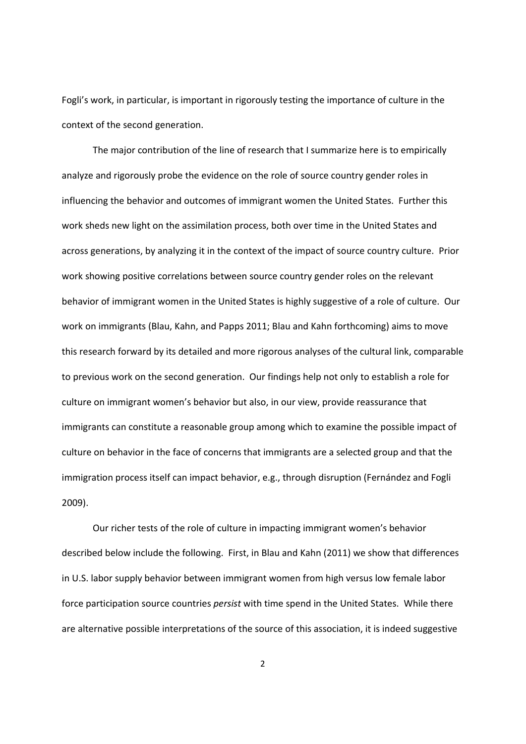Fogli's work, in particular, is important in rigorously testing the importance of culture in the context of the second generation.

The major contribution of the line of research that I summarize here is to empirically analyze and rigorously probe the evidence on the role of source country gender roles in influencing the behavior and outcomes of immigrant women the United States. Further this work sheds new light on the assimilation process, both over time in the United States and across generations, by analyzing it in the context of the impact of source country culture. Prior work showing positive correlations between source country gender roles on the relevant behavior of immigrant women in the United States is highly suggestive of a role of culture. Our work on immigrants (Blau, Kahn, and Papps 2011; Blau and Kahn forthcoming) aims to move this research forward by its detailed and more rigorous analyses of the cultural link, comparable to previous work on the second generation. Our findings help not only to establish a role for culture on immigrant women's behavior but also, in our view, provide reassurance that immigrants can constitute a reasonable group among which to examine the possible impact of culture on behavior in the face of concerns that immigrants are a selected group and that the immigration process itself can impact behavior, e.g., through disruption (Fernández and Fogli 2009).

Our richer tests of the role of culture in impacting immigrant women's behavior described below include the following. First, in Blau and Kahn (2011) we show that differences in U.S. labor supply behavior between immigrant women from high versus low female labor force participation source countries *persist* with time spend in the United States. While there are alternative possible interpretations of the source of this association, it is indeed suggestive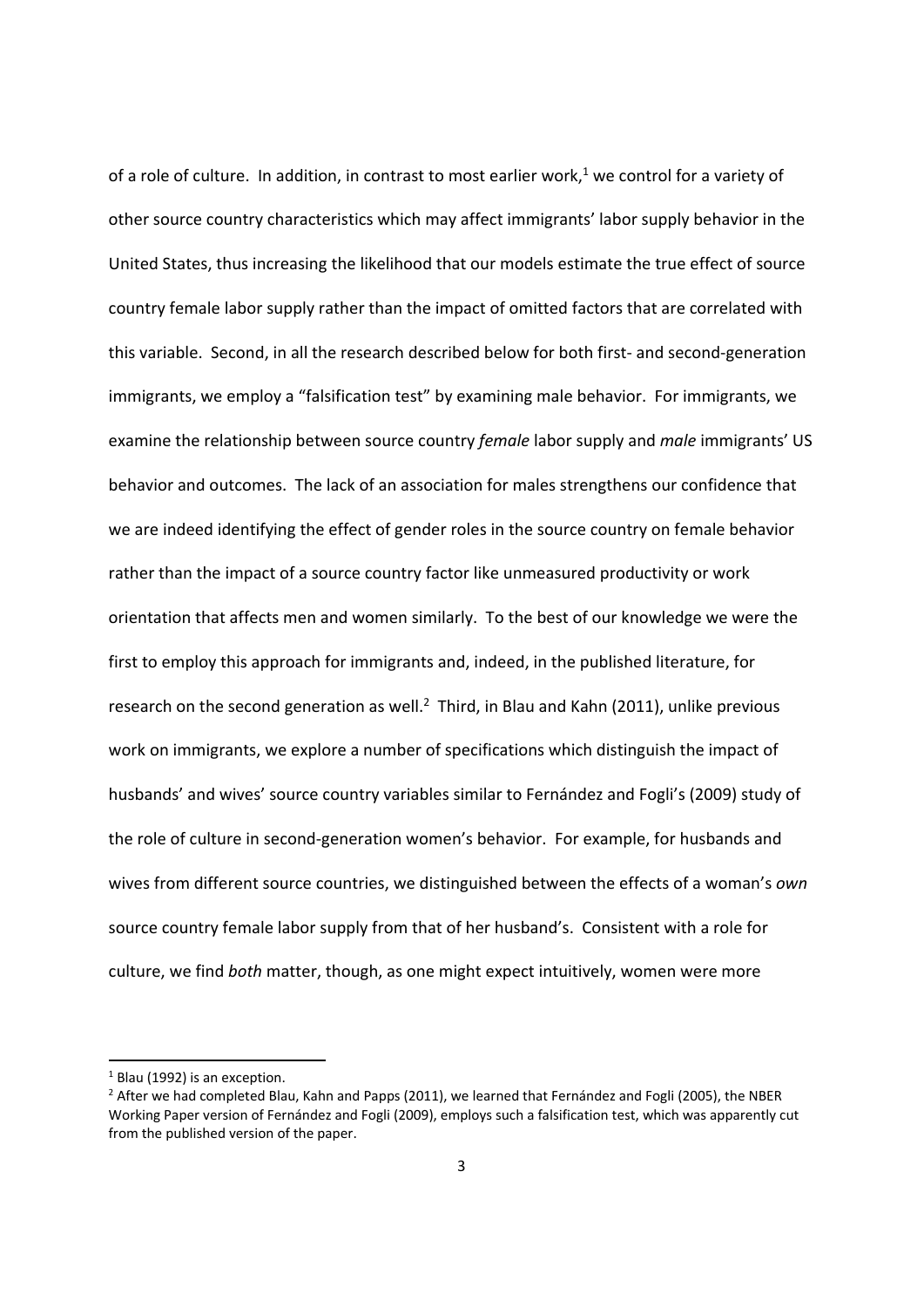of a role of culture. In addition, in contrast to most earlier work,[1] we control for a variety of other source country characteristics which may affect immigrants' labor supply behavior in the United States, thus increasing the likelihood that our models estimate the true effect of source country female labor supply rather than the impact of omitted factors that are correlated with this variable. Second, in all the research described below for both first- and second-generation immigrants, we employ a "falsification test" by examining male behavior. For immigrants, we examine the relationship between source country *female* labor supply and *male* immigrants' US behavior and outcomes. The lack of an association for males strengthens our confidence that we are indeed identifying the effect of gender roles in the source country on female behavior rather than the impact of a source country factor like unmeasured productivity or work orientation that affects men and women similarly. To the best of our knowledge we were the first to employ this approach for immigrants and, indeed, in the published literature, for research on the second generation as well.[2] Third, in Blau and Kahn (2011), unlike previous work on immigrants, we explore a number of specifications which distinguish the impact of husbands' and wives' source country variables similar to Fernández and Fogli's (2009) study of the role of culture in second-generation women's behavior. For example, for husbands and wives from different source countries, we distinguished between the effects of a woman's *own* source country female labor supply from that of her husband's. Consistent with a role for culture, we find *both* matter, though, as one might expect intuitively, women were more

---

[1] Blau (1992) is an exception.

[2] After we had completed Blau, Kahn and Papps (2011), we learned that Fernández and Fogli (2005), the NBER Working Paper version of Fernández and Fogli (2009), employs such a falsification test, which was apparently cut from the published version of the paper.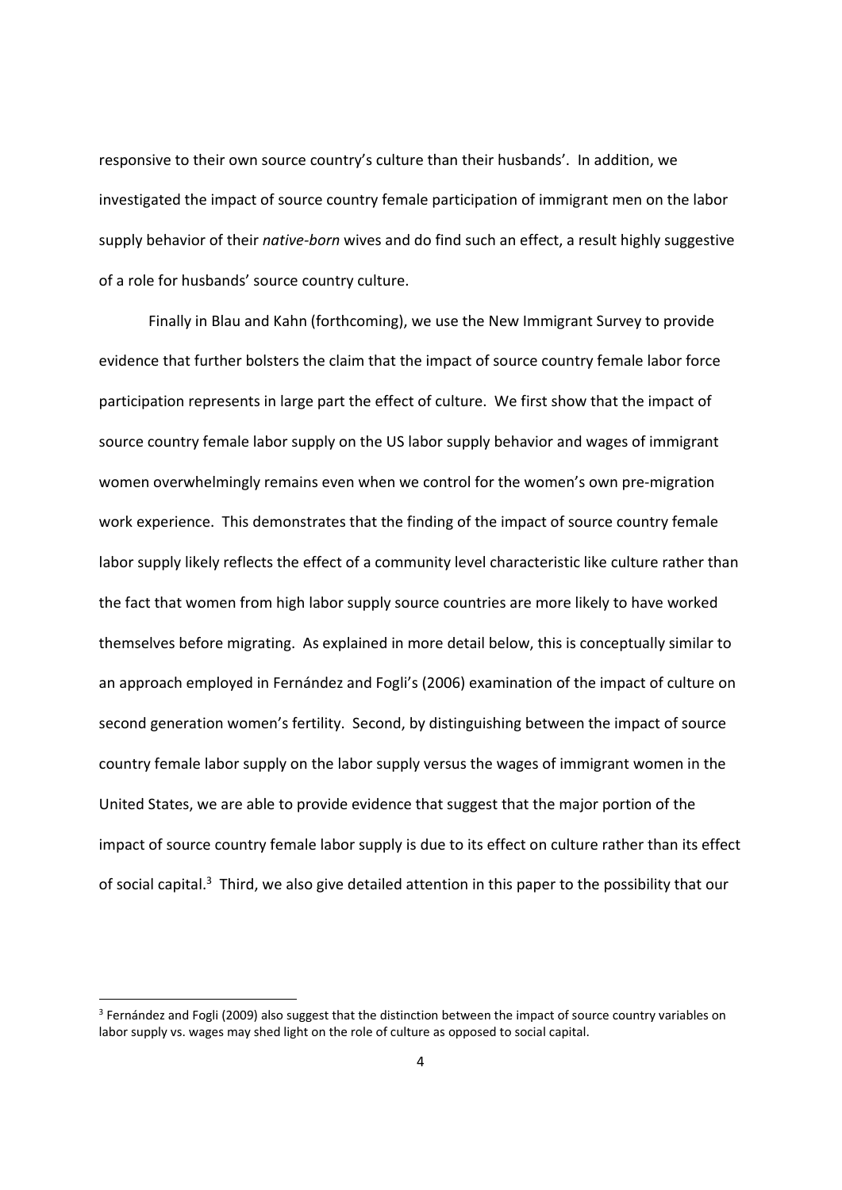responsive to their own source country's culture than their husbands'. In addition, we investigated the impact of source country female participation of immigrant men on the labor supply behavior of their *native-born* wives and do find such an effect, a result highly suggestive of a role for husbands' source country culture.

Finally in Blau and Kahn (forthcoming), we use the New Immigrant Survey to provide evidence that further bolsters the claim that the impact of source country female labor force participation represents in large part the effect of culture. We first show that the impact of source country female labor supply on the US labor supply behavior and wages of immigrant women overwhelmingly remains even when we control for the women's own pre-migration work experience. This demonstrates that the finding of the impact of source country female labor supply likely reflects the effect of a community level characteristic like culture rather than the fact that women from high labor supply source countries are more likely to have worked themselves before migrating. As explained in more detail below, this is conceptually similar to an approach employed in Fernández and Fogli's (2006) examination of the impact of culture on second generation women's fertility. Second, by distinguishing between the impact of source country female labor supply on the labor supply versus the wages of immigrant women in the United States, we are able to provide evidence that suggest that the major portion of the impact of source country female labor supply is due to its effect on culture rather than its effect of social capital.[3] Third, we also give detailed attention in this paper to the possibility that our

[3] Fernández and Fogli (2009) also suggest that the distinction between the impact of source country variables on labor supply vs. wages may shed light on the role of culture as opposed to social capital.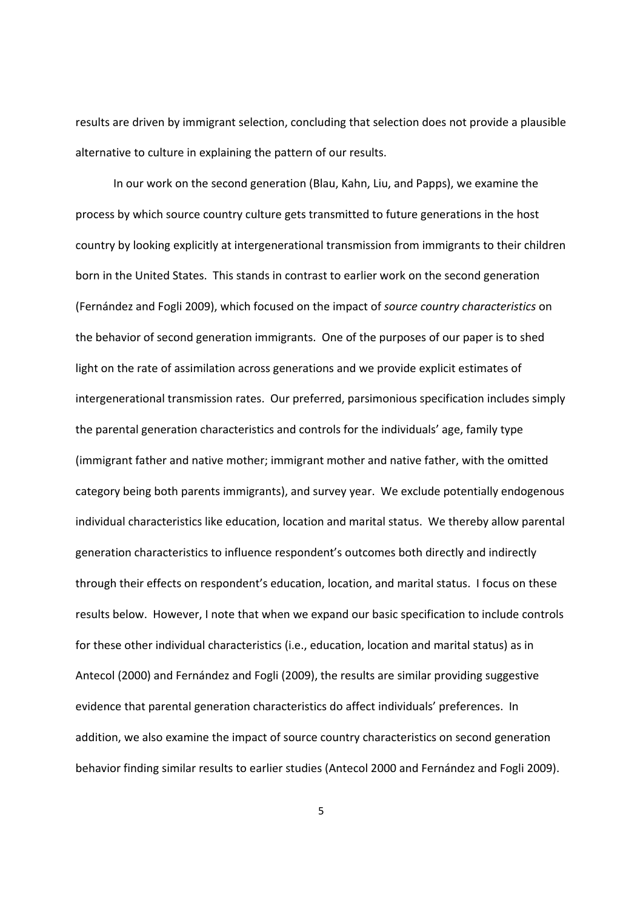results are driven by immigrant selection, concluding that selection does not provide a plausible alternative to culture in explaining the pattern of our results.

In our work on the second generation (Blau, Kahn, Liu, and Papps), we examine the process by which source country culture gets transmitted to future generations in the host country by looking explicitly at intergenerational transmission from immigrants to their children born in the United States. This stands in contrast to earlier work on the second generation (Fernández and Fogli 2009), which focused on the impact of *source country characteristics* on the behavior of second generation immigrants. One of the purposes of our paper is to shed light on the rate of assimilation across generations and we provide explicit estimates of intergenerational transmission rates. Our preferred, parsimonious specification includes simply the parental generation characteristics and controls for the individuals' age, family type (immigrant father and native mother; immigrant mother and native father, with the omitted category being both parents immigrants), and survey year. We exclude potentially endogenous individual characteristics like education, location and marital status. We thereby allow parental generation characteristics to influence respondent's outcomes both directly and indirectly through their effects on respondent's education, location, and marital status. I focus on these results below. However, I note that when we expand our basic specification to include controls for these other individual characteristics (i.e., education, location and marital status) as in Antecol (2000) and Fernández and Fogli (2009), the results are similar providing suggestive evidence that parental generation characteristics do affect individuals' preferences. In addition, we also examine the impact of source country characteristics on second generation behavior finding similar results to earlier studies (Antecol 2000 and Fernández and Fogli 2009).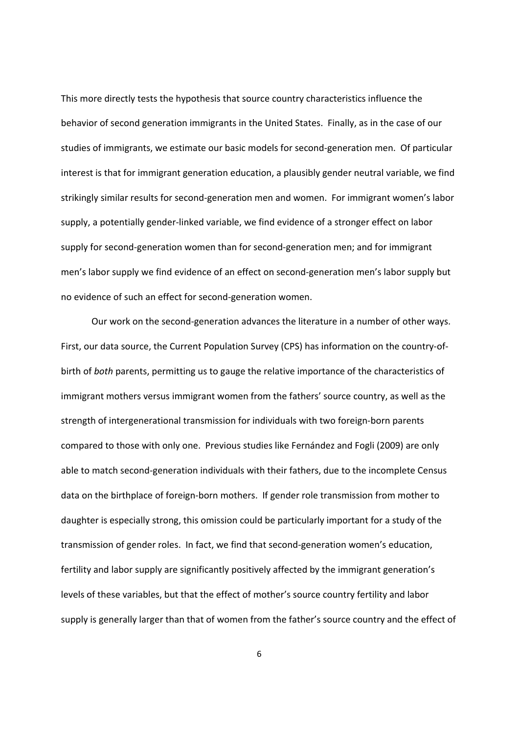This more directly tests the hypothesis that source country characteristics influence the behavior of second generation immigrants in the United States. Finally, as in the case of our studies of immigrants, we estimate our basic models for second-generation men. Of particular interest is that for immigrant generation education, a plausibly gender neutral variable, we find strikingly similar results for second-generation men and women. For immigrant women's labor supply, a potentially gender-linked variable, we find evidence of a stronger effect on labor supply for second-generation women than for second-generation men; and for immigrant men's labor supply we find evidence of an effect on second-generation men's labor supply but no evidence of such an effect for second-generation women.

Our work on the second-generation advances the literature in a number of other ways. First, our data source, the Current Population Survey (CPS) has information on the country-of-birth of *both* parents, permitting us to gauge the relative importance of the characteristics of immigrant mothers versus immigrant women from the fathers' source country, as well as the strength of intergenerational transmission for individuals with two foreign-born parents compared to those with only one. Previous studies like Fernández and Fogli (2009) are only able to match second-generation individuals with their fathers, due to the incomplete Census data on the birthplace of foreign-born mothers. If gender role transmission from mother to daughter is especially strong, this omission could be particularly important for a study of the transmission of gender roles. In fact, we find that second-generation women's education, fertility and labor supply are significantly positively affected by the immigrant generation's levels of these variables, but that the effect of mother's source country fertility and labor supply is generally larger than that of women from the father's source country and the effect of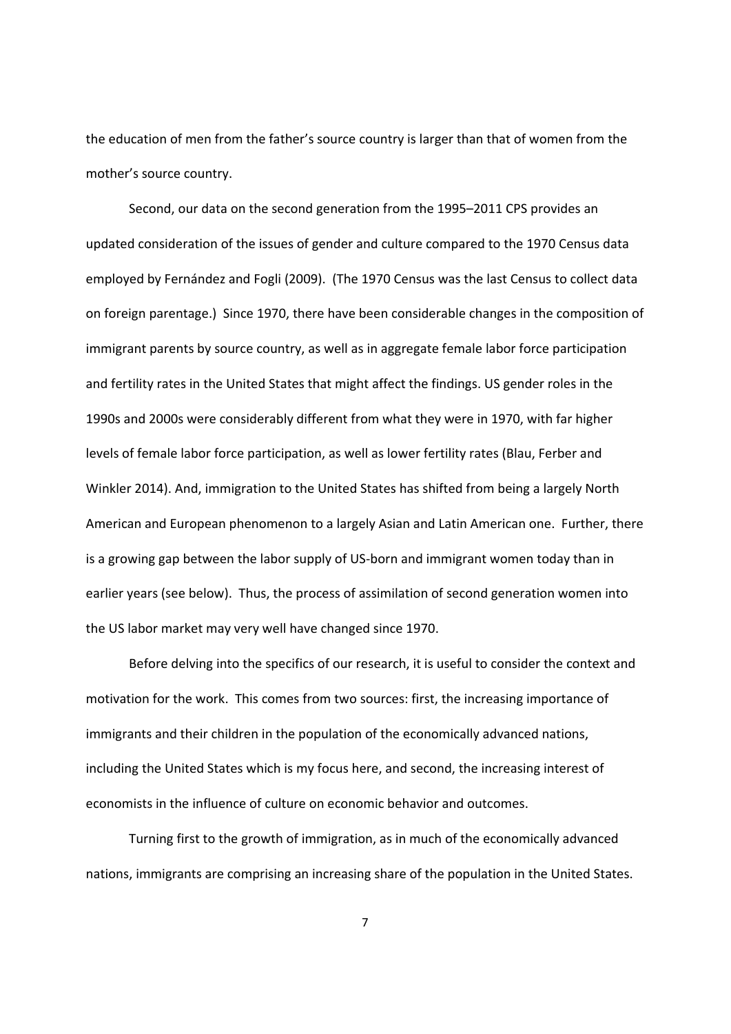the education of men from the father's source country is larger than that of women from the mother's source country.

Second, our data on the second generation from the 1995–2011 CPS provides an updated consideration of the issues of gender and culture compared to the 1970 Census data employed by Fernández and Fogli (2009). (The 1970 Census was the last Census to collect data on foreign parentage.) Since 1970, there have been considerable changes in the composition of immigrant parents by source country, as well as in aggregate female labor force participation and fertility rates in the United States that might affect the findings. US gender roles in the 1990s and 2000s were considerably different from what they were in 1970, with far higher levels of female labor force participation, as well as lower fertility rates (Blau, Ferber and Winkler 2014). And, immigration to the United States has shifted from being a largely North American and European phenomenon to a largely Asian and Latin American one. Further, there is a growing gap between the labor supply of US-born and immigrant women today than in earlier years (see below). Thus, the process of assimilation of second generation women into the US labor market may very well have changed since 1970.

Before delving into the specifics of our research, it is useful to consider the context and motivation for the work. This comes from two sources: first, the increasing importance of immigrants and their children in the population of the economically advanced nations, including the United States which is my focus here, and second, the increasing interest of economists in the influence of culture on economic behavior and outcomes.

Turning first to the growth of immigration, as in much of the economically advanced nations, immigrants are comprising an increasing share of the population in the United States.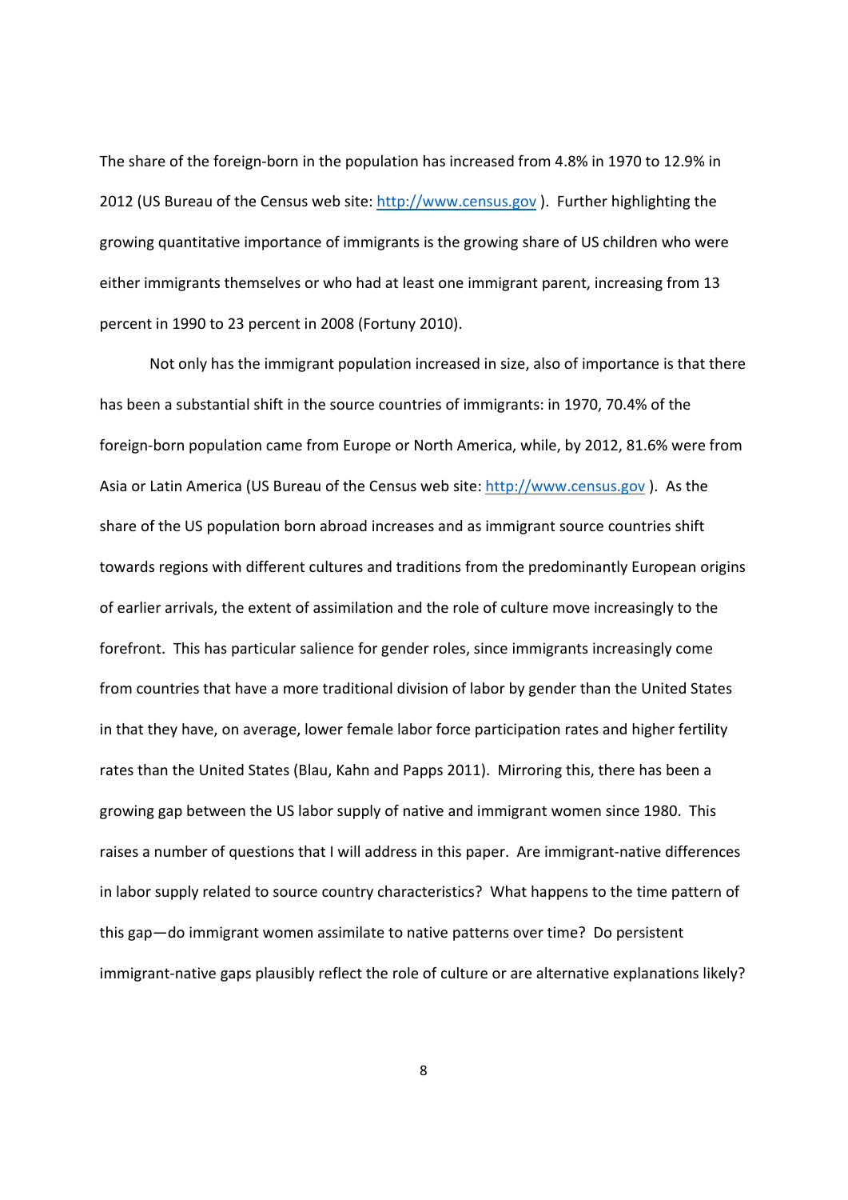The share of the foreign-born in the population has increased from 4.8% in 1970 to 12.9% in 2012 (US Bureau of the Census web site: http://www.census.gov ). Further highlighting the growing quantitative importance of immigrants is the growing share of US children who were either immigrants themselves or who had at least one immigrant parent, increasing from 13 percent in 1990 to 23 percent in 2008 (Fortuny 2010).

Not only has the immigrant population increased in size, also of importance is that there has been a substantial shift in the source countries of immigrants: in 1970, 70.4% of the foreign-born population came from Europe or North America, while, by 2012, 81.6% were from Asia or Latin America (US Bureau of the Census web site: http://www.census.gov ). As the share of the US population born abroad increases and as immigrant source countries shift towards regions with different cultures and traditions from the predominantly European origins of earlier arrivals, the extent of assimilation and the role of culture move increasingly to the forefront. This has particular salience for gender roles, since immigrants increasingly come from countries that have a more traditional division of labor by gender than the United States in that they have, on average, lower female labor force participation rates and higher fertility rates than the United States (Blau, Kahn and Papps 2011). Mirroring this, there has been a growing gap between the US labor supply of native and immigrant women since 1980. This raises a number of questions that I will address in this paper. Are immigrant-native differences in labor supply related to source country characteristics? What happens to the time pattern of this gap—do immigrant women assimilate to native patterns over time? Do persistent immigrant-native gaps plausibly reflect the role of culture or are alternative explanations likely?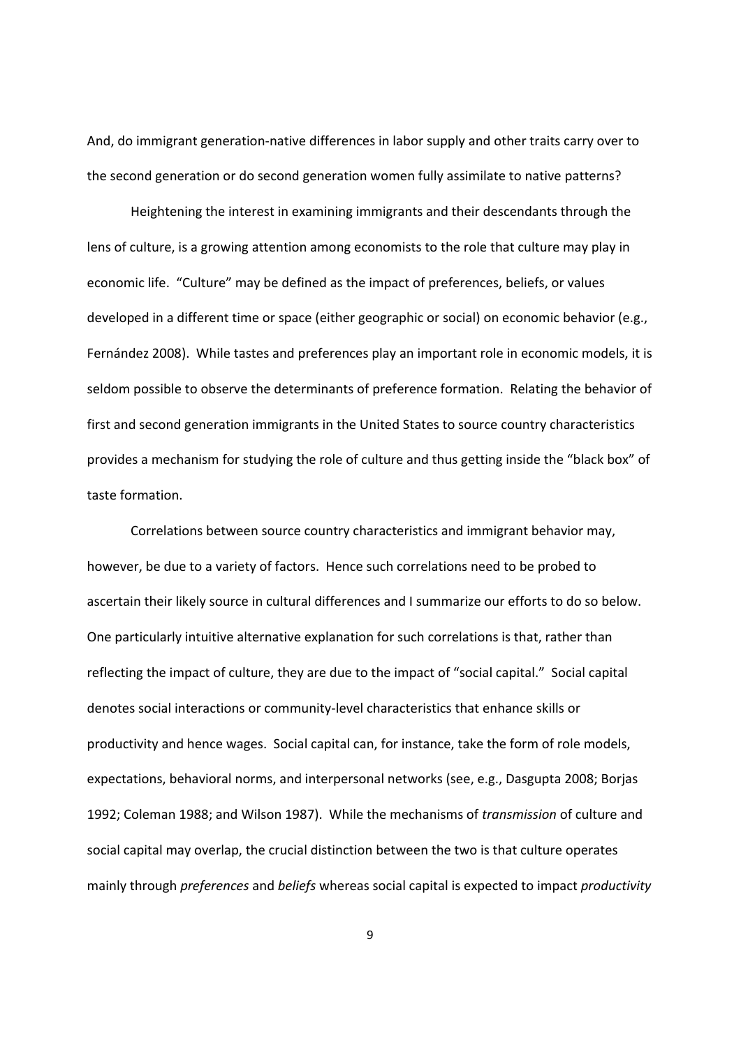And, do immigrant generation-native differences in labor supply and other traits carry over to the second generation or do second generation women fully assimilate to native patterns?

Heightening the interest in examining immigrants and their descendants through the lens of culture, is a growing attention among economists to the role that culture may play in economic life. "Culture" may be defined as the impact of preferences, beliefs, or values developed in a different time or space (either geographic or social) on economic behavior (e.g., Fernández 2008). While tastes and preferences play an important role in economic models, it is seldom possible to observe the determinants of preference formation. Relating the behavior of first and second generation immigrants in the United States to source country characteristics provides a mechanism for studying the role of culture and thus getting inside the "black box" of taste formation.

Correlations between source country characteristics and immigrant behavior may, however, be due to a variety of factors. Hence such correlations need to be probed to ascertain their likely source in cultural differences and I summarize our efforts to do so below. One particularly intuitive alternative explanation for such correlations is that, rather than reflecting the impact of culture, they are due to the impact of "social capital." Social capital denotes social interactions or community-level characteristics that enhance skills or productivity and hence wages. Social capital can, for instance, take the form of role models, expectations, behavioral norms, and interpersonal networks (see, e.g., Dasgupta 2008; Borjas 1992; Coleman 1988; and Wilson 1987). While the mechanisms of *transmission* of culture and social capital may overlap, the crucial distinction between the two is that culture operates mainly through *preferences* and *beliefs* whereas social capital is expected to impact *productivity*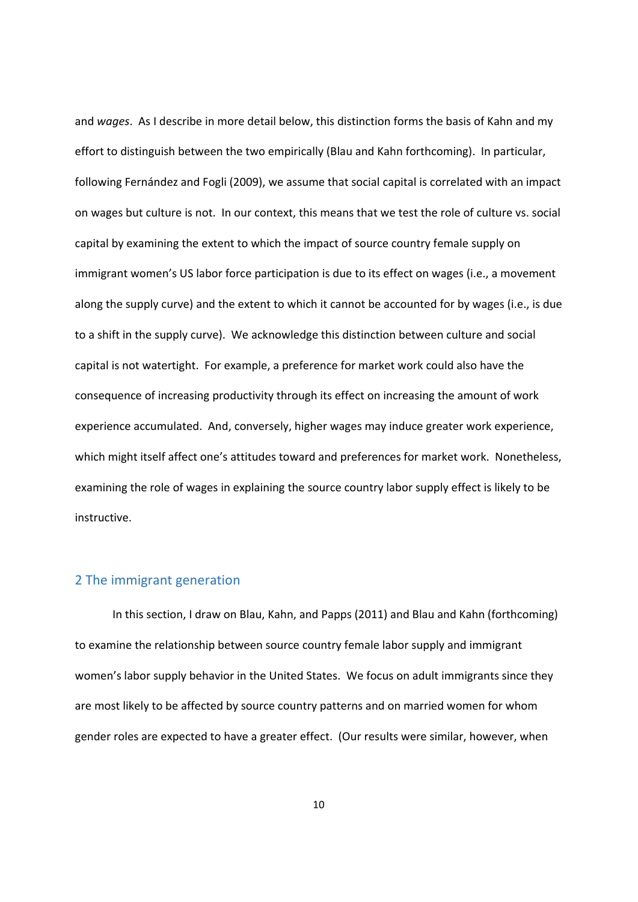and *wages*. As I describe in more detail below, this distinction forms the basis of Kahn and my effort to distinguish between the two empirically (Blau and Kahn forthcoming). In particular, following Fernández and Fogli (2009), we assume that social capital is correlated with an impact on wages but culture is not. In our context, this means that we test the role of culture vs. social capital by examining the extent to which the impact of source country female supply on immigrant women's US labor force participation is due to its effect on wages (i.e., a movement along the supply curve) and the extent to which it cannot be accounted for by wages (i.e., is due to a shift in the supply curve). We acknowledge this distinction between culture and social capital is not watertight. For example, a preference for market work could also have the consequence of increasing productivity through its effect on increasing the amount of work experience accumulated. And, conversely, higher wages may induce greater work experience, which might itself affect one's attitudes toward and preferences for market work. Nonetheless, examining the role of wages in explaining the source country labor supply effect is likely to be instructive.

## 2 The immigrant generation

In this section, I draw on Blau, Kahn, and Papps (2011) and Blau and Kahn (forthcoming) to examine the relationship between source country female labor supply and immigrant women's labor supply behavior in the United States. We focus on adult immigrants since they are most likely to be affected by source country patterns and on married women for whom gender roles are expected to have a greater effect. (Our results were similar, however, when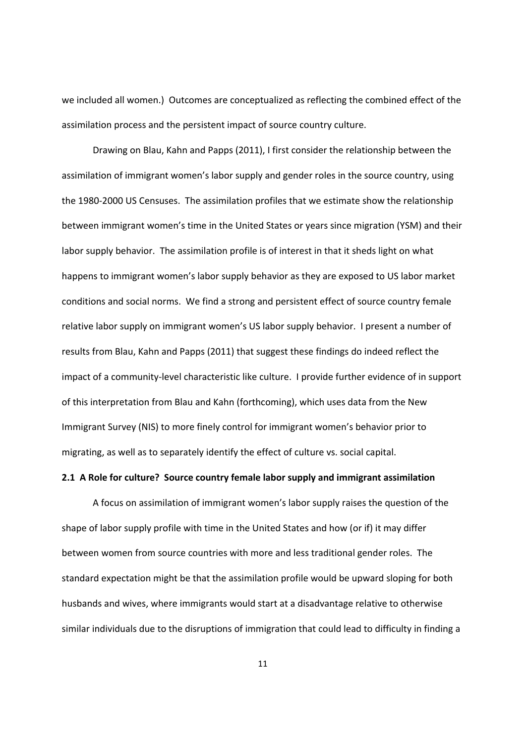we included all women.) Outcomes are conceptualized as reflecting the combined effect of the assimilation process and the persistent impact of source country culture.

Drawing on Blau, Kahn and Papps (2011), I first consider the relationship between the assimilation of immigrant women's labor supply and gender roles in the source country, using the 1980-2000 US Censuses. The assimilation profiles that we estimate show the relationship between immigrant women's time in the United States or years since migration (YSM) and their labor supply behavior. The assimilation profile is of interest in that it sheds light on what happens to immigrant women's labor supply behavior as they are exposed to US labor market conditions and social norms. We find a strong and persistent effect of source country female relative labor supply on immigrant women's US labor supply behavior. I present a number of results from Blau, Kahn and Papps (2011) that suggest these findings do indeed reflect the impact of a community-level characteristic like culture. I provide further evidence of in support of this interpretation from Blau and Kahn (forthcoming), which uses data from the New Immigrant Survey (NIS) to more finely control for immigrant women's behavior prior to migrating, as well as to separately identify the effect of culture vs. social capital.

### 2.1 A Role for culture? Source country female labor supply and immigrant assimilation

A focus on assimilation of immigrant women's labor supply raises the question of the shape of labor supply profile with time in the United States and how (or if) it may differ between women from source countries with more and less traditional gender roles. The standard expectation might be that the assimilation profile would be upward sloping for both husbands and wives, where immigrants would start at a disadvantage relative to otherwise similar individuals due to the disruptions of immigration that could lead to difficulty in finding a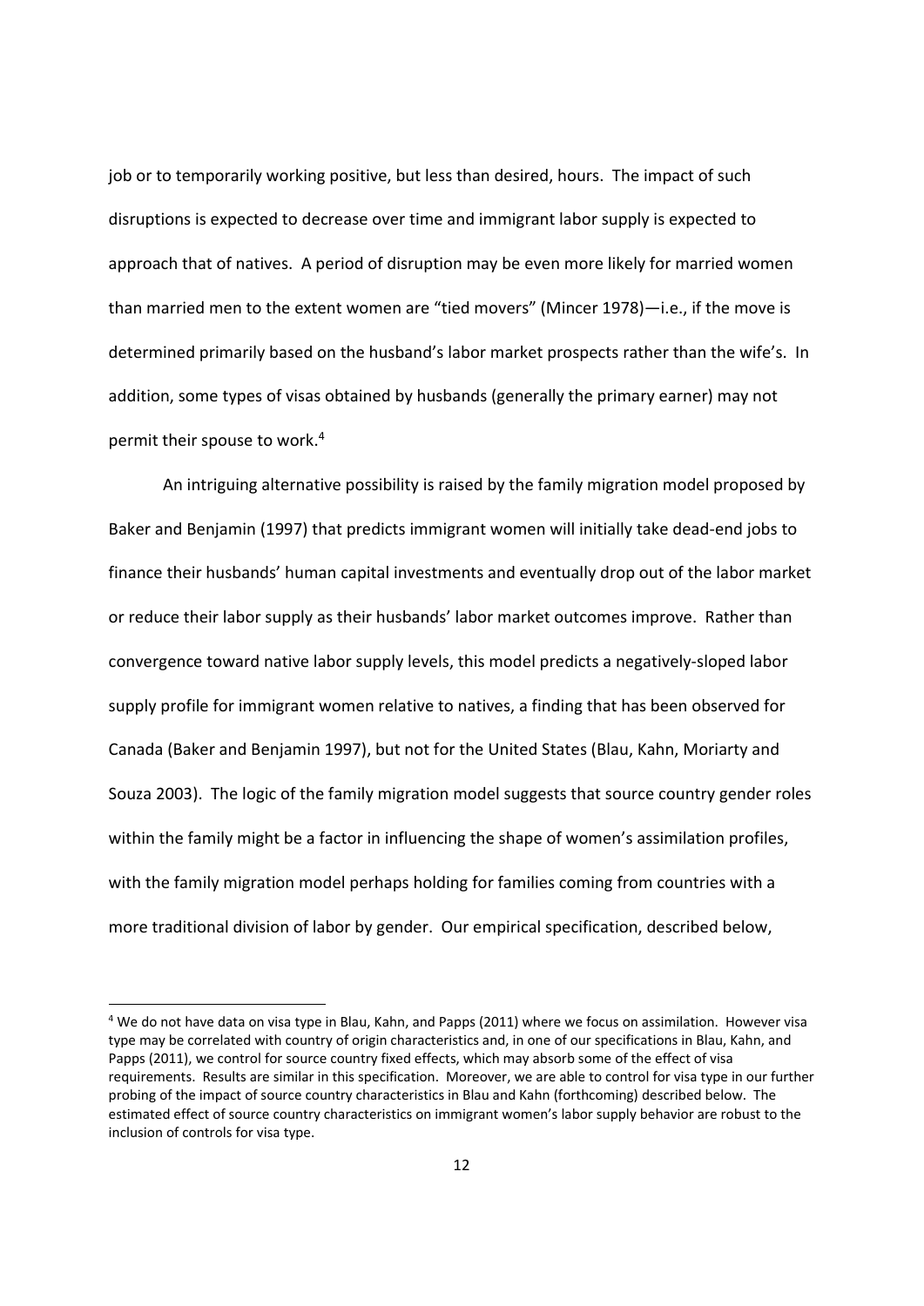job or to temporarily working positive, but less than desired, hours. The impact of such disruptions is expected to decrease over time and immigrant labor supply is expected to approach that of natives. A period of disruption may be even more likely for married women than married men to the extent women are "tied movers" (Mincer 1978)—i.e., if the move is determined primarily based on the husband's labor market prospects rather than the wife's. In addition, some types of visas obtained by husbands (generally the primary earner) may not permit their spouse to work.[4]

An intriguing alternative possibility is raised by the family migration model proposed by Baker and Benjamin (1997) that predicts immigrant women will initially take dead-end jobs to finance their husbands' human capital investments and eventually drop out of the labor market or reduce their labor supply as their husbands' labor market outcomes improve. Rather than convergence toward native labor supply levels, this model predicts a negatively-sloped labor supply profile for immigrant women relative to natives, a finding that has been observed for Canada (Baker and Benjamin 1997), but not for the United States (Blau, Kahn, Moriarty and Souza 2003). The logic of the family migration model suggests that source country gender roles within the family might be a factor in influencing the shape of women's assimilation profiles, with the family migration model perhaps holding for families coming from countries with a more traditional division of labor by gender. Our empirical specification, described below,

---

[4] We do not have data on visa type in Blau, Kahn, and Papps (2011) where we focus on assimilation. However visa type may be correlated with country of origin characteristics and, in one of our specifications in Blau, Kahn, and Papps (2011), we control for source country fixed effects, which may absorb some of the effect of visa requirements. Results are similar in this specification. Moreover, we are able to control for visa type in our further probing of the impact of source country characteristics in Blau and Kahn (forthcoming) described below. The estimated effect of source country characteristics on immigrant women's labor supply behavior are robust to the inclusion of controls for visa type.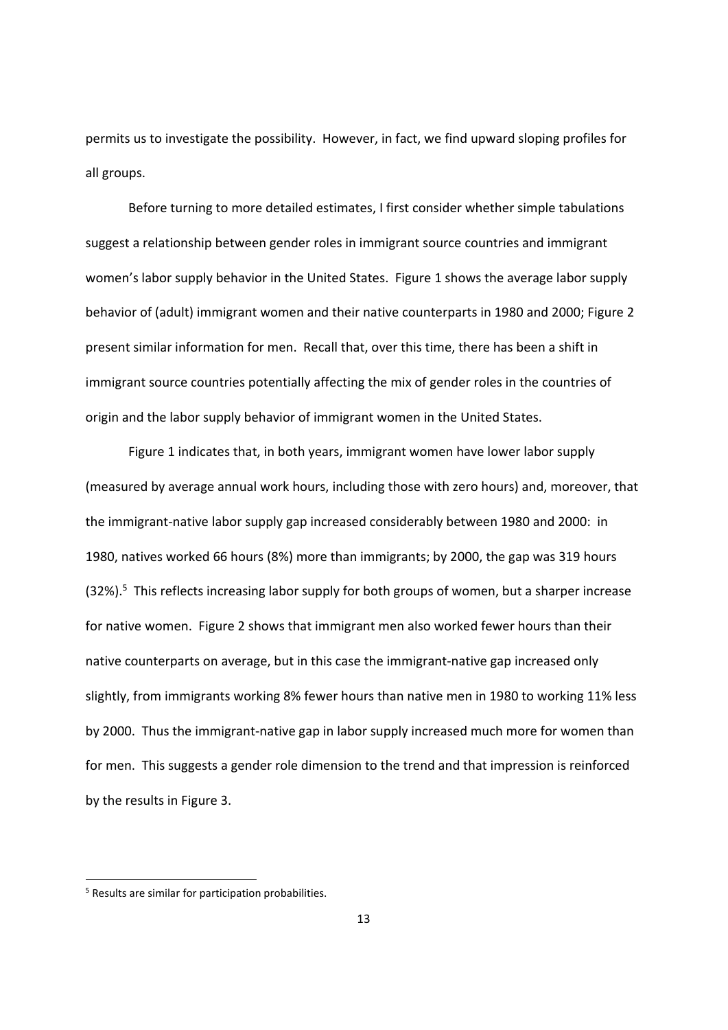permits us to investigate the possibility. However, in fact, we find upward sloping profiles for all groups.

Before turning to more detailed estimates, I first consider whether simple tabulations suggest a relationship between gender roles in immigrant source countries and immigrant women's labor supply behavior in the United States. Figure 1 shows the average labor supply behavior of (adult) immigrant women and their native counterparts in 1980 and 2000; Figure 2 present similar information for men. Recall that, over this time, there has been a shift in immigrant source countries potentially affecting the mix of gender roles in the countries of origin and the labor supply behavior of immigrant women in the United States.

Figure 1 indicates that, in both years, immigrant women have lower labor supply (measured by average annual work hours, including those with zero hours) and, moreover, that the immigrant-native labor supply gap increased considerably between 1980 and 2000: in 1980, natives worked 66 hours (8%) more than immigrants; by 2000, the gap was 319 hours (32%).[5] This reflects increasing labor supply for both groups of women, but a sharper increase for native women. Figure 2 shows that immigrant men also worked fewer hours than their native counterparts on average, but in this case the immigrant-native gap increased only slightly, from immigrants working 8% fewer hours than native men in 1980 to working 11% less by 2000. Thus the immigrant-native gap in labor supply increased much more for women than for men. This suggests a gender role dimension to the trend and that impression is reinforced by the results in Figure 3.

[5] Results are similar for participation probabilities.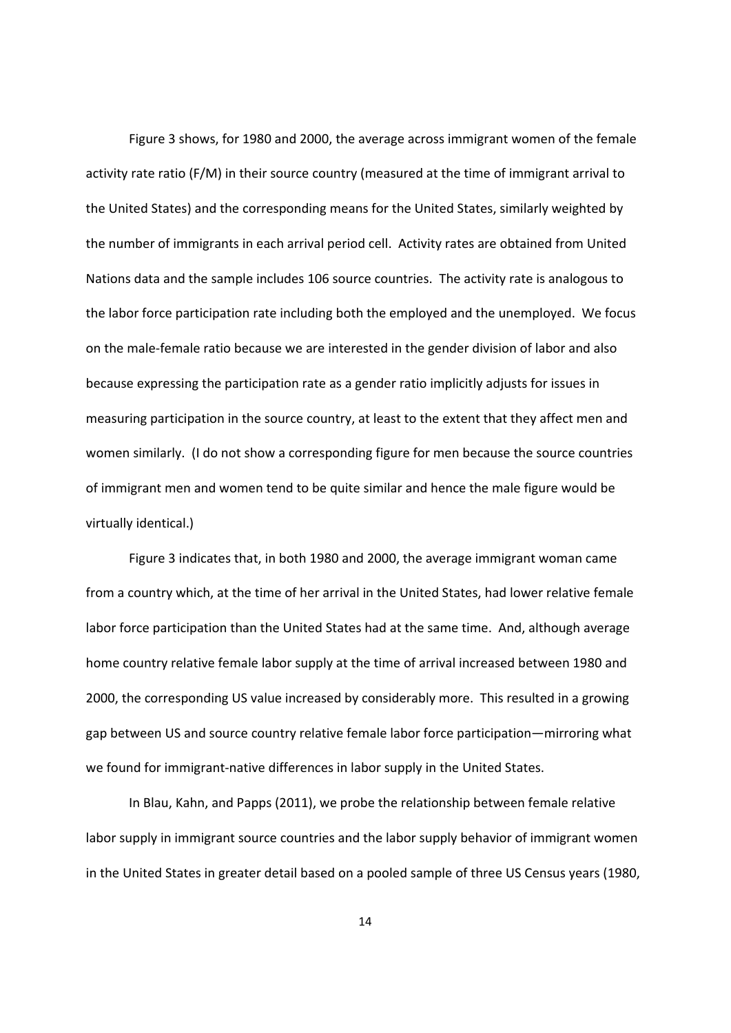Figure 3 shows, for 1980 and 2000, the average across immigrant women of the female activity rate ratio (F/M) in their source country (measured at the time of immigrant arrival to the United States) and the corresponding means for the United States, similarly weighted by the number of immigrants in each arrival period cell. Activity rates are obtained from United Nations data and the sample includes 106 source countries. The activity rate is analogous to the labor force participation rate including both the employed and the unemployed. We focus on the male-female ratio because we are interested in the gender division of labor and also because expressing the participation rate as a gender ratio implicitly adjusts for issues in measuring participation in the source country, at least to the extent that they affect men and women similarly. (I do not show a corresponding figure for men because the source countries of immigrant men and women tend to be quite similar and hence the male figure would be virtually identical.)

Figure 3 indicates that, in both 1980 and 2000, the average immigrant woman came from a country which, at the time of her arrival in the United States, had lower relative female labor force participation than the United States had at the same time. And, although average home country relative female labor supply at the time of arrival increased between 1980 and 2000, the corresponding US value increased by considerably more. This resulted in a growing gap between US and source country relative female labor force participation—mirroring what we found for immigrant-native differences in labor supply in the United States.

In Blau, Kahn, and Papps (2011), we probe the relationship between female relative labor supply in immigrant source countries and the labor supply behavior of immigrant women in the United States in greater detail based on a pooled sample of three US Census years (1980,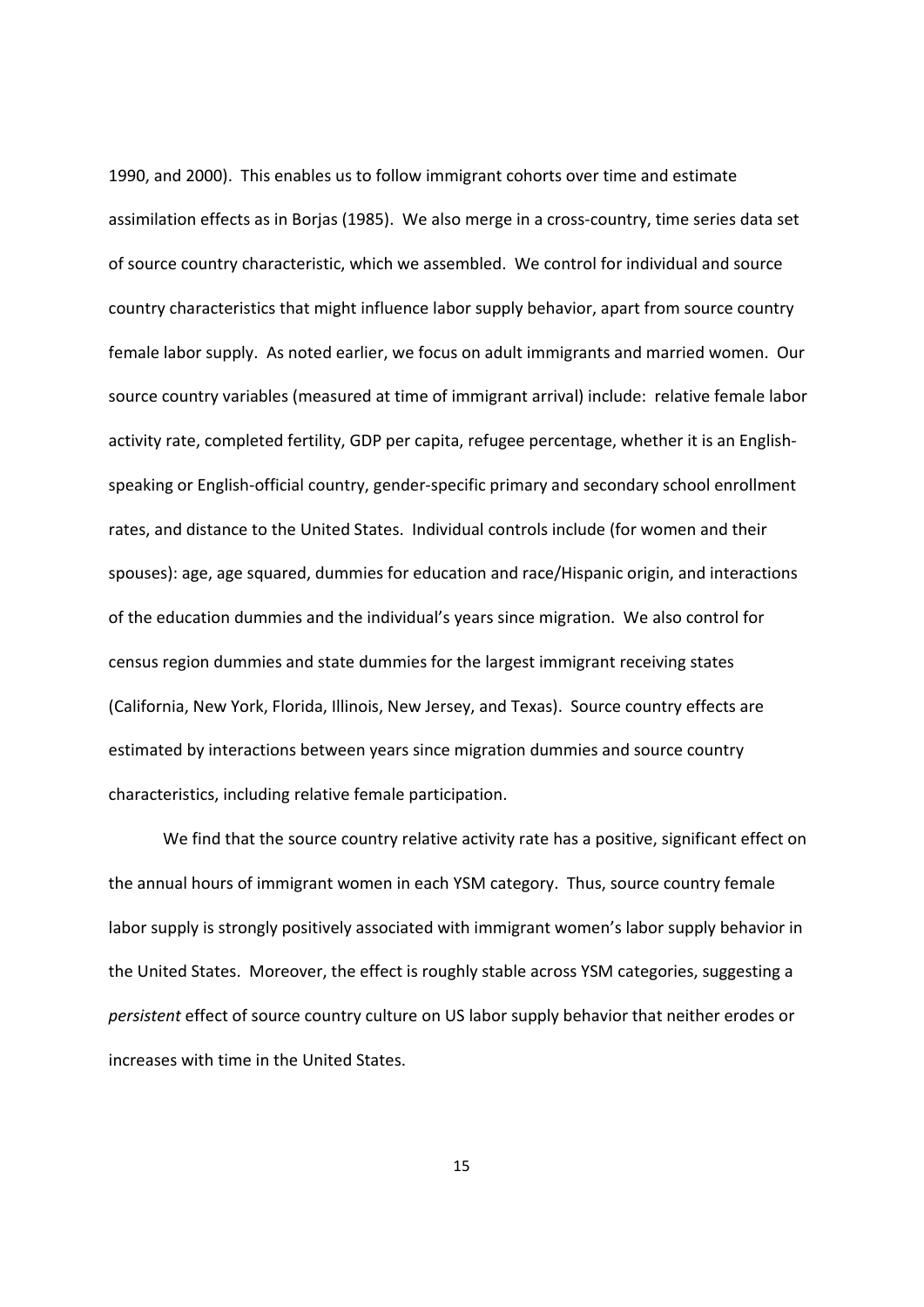1990, and 2000). This enables us to follow immigrant cohorts over time and estimate assimilation effects as in Borjas (1985). We also merge in a cross-country, time series data set of source country characteristic, which we assembled. We control for individual and source country characteristics that might influence labor supply behavior, apart from source country female labor supply. As noted earlier, we focus on adult immigrants and married women. Our source country variables (measured at time of immigrant arrival) include: relative female labor activity rate, completed fertility, GDP per capita, refugee percentage, whether it is an English-speaking or English-official country, gender-specific primary and secondary school enrollment rates, and distance to the United States. Individual controls include (for women and their spouses): age, age squared, dummies for education and race/Hispanic origin, and interactions of the education dummies and the individual's years since migration. We also control for census region dummies and state dummies for the largest immigrant receiving states (California, New York, Florida, Illinois, New Jersey, and Texas). Source country effects are estimated by interactions between years since migration dummies and source country characteristics, including relative female participation.

We find that the source country relative activity rate has a positive, significant effect on the annual hours of immigrant women in each YSM category. Thus, source country female labor supply is strongly positively associated with immigrant women's labor supply behavior in the United States. Moreover, the effect is roughly stable across YSM categories, suggesting a *persistent* effect of source country culture on US labor supply behavior that neither erodes or increases with time in the United States.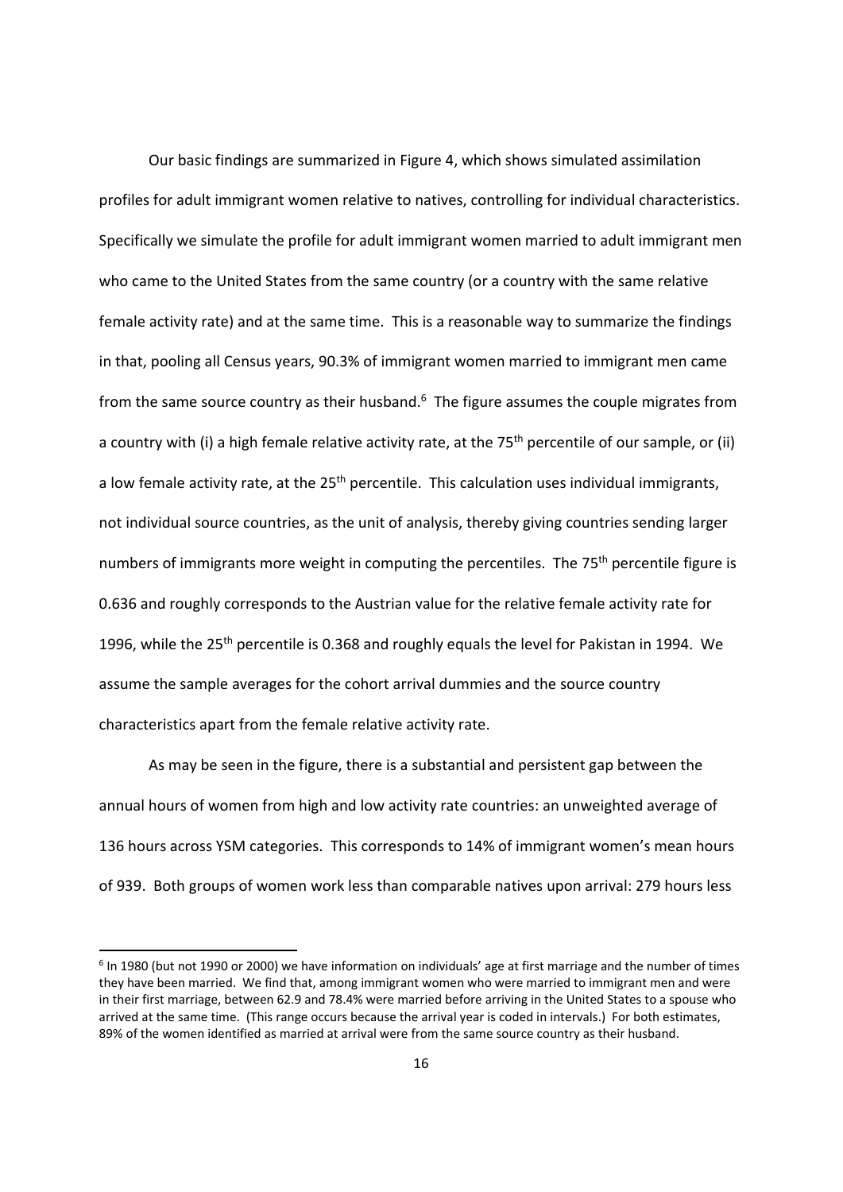Our basic findings are summarized in Figure 4, which shows simulated assimilation profiles for adult immigrant women relative to natives, controlling for individual characteristics. Specifically we simulate the profile for adult immigrant women married to adult immigrant men who came to the United States from the same country (or a country with the same relative female activity rate) and at the same time. This is a reasonable way to summarize the findings in that, pooling all Census years, 90.3% of immigrant women married to immigrant men came from the same source country as their husband.[6] The figure assumes the couple migrates from a country with (i) a high female relative activity rate, at the 75th percentile of our sample, or (ii) a low female activity rate, at the 25th percentile. This calculation uses individual immigrants, not individual source countries, as the unit of analysis, thereby giving countries sending larger numbers of immigrants more weight in computing the percentiles. The 75th percentile figure is 0.636 and roughly corresponds to the Austrian value for the relative female activity rate for 1996, while the 25th percentile is 0.368 and roughly equals the level for Pakistan in 1994. We assume the sample averages for the cohort arrival dummies and the source country characteristics apart from the female relative activity rate.

As may be seen in the figure, there is a substantial and persistent gap between the annual hours of women from high and low activity rate countries: an unweighted average of 136 hours across YSM categories. This corresponds to 14% of immigrant women's mean hours of 939. Both groups of women work less than comparable natives upon arrival: 279 hours less

[6] In 1980 (but not 1990 or 2000) we have information on individuals' age at first marriage and the number of times they have been married. We find that, among immigrant women who were married to immigrant men and were in their first marriage, between 62.9 and 78.4% were married before arriving in the United States to a spouse who arrived at the same time. (This range occurs because the arrival year is coded in intervals.) For both estimates, 89% of the women identified as married at arrival were from the same source country as their husband.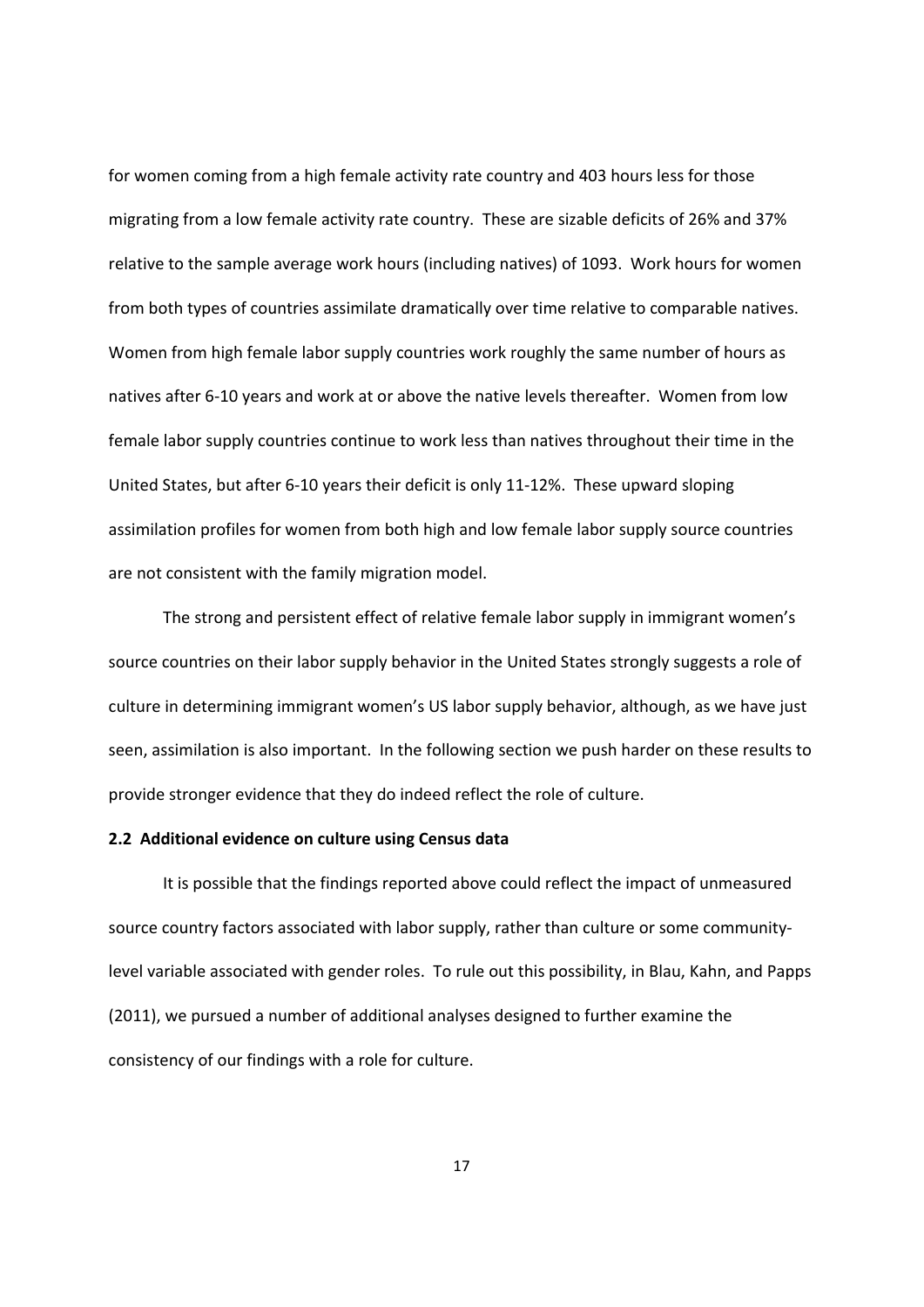for women coming from a high female activity rate country and 403 hours less for those migrating from a low female activity rate country. These are sizable deficits of 26% and 37% relative to the sample average work hours (including natives) of 1093. Work hours for women from both types of countries assimilate dramatically over time relative to comparable natives. Women from high female labor supply countries work roughly the same number of hours as natives after 6-10 years and work at or above the native levels thereafter. Women from low female labor supply countries continue to work less than natives throughout their time in the United States, but after 6-10 years their deficit is only 11-12%. These upward sloping assimilation profiles for women from both high and low female labor supply source countries are not consistent with the family migration model.

The strong and persistent effect of relative female labor supply in immigrant women's source countries on their labor supply behavior in the United States strongly suggests a role of culture in determining immigrant women's US labor supply behavior, although, as we have just seen, assimilation is also important. In the following section we push harder on these results to provide stronger evidence that they do indeed reflect the role of culture.

### 2.2 Additional evidence on culture using Census data

It is possible that the findings reported above could reflect the impact of unmeasured source country factors associated with labor supply, rather than culture or some community-level variable associated with gender roles. To rule out this possibility, in Blau, Kahn, and Papps (2011), we pursued a number of additional analyses designed to further examine the consistency of our findings with a role for culture.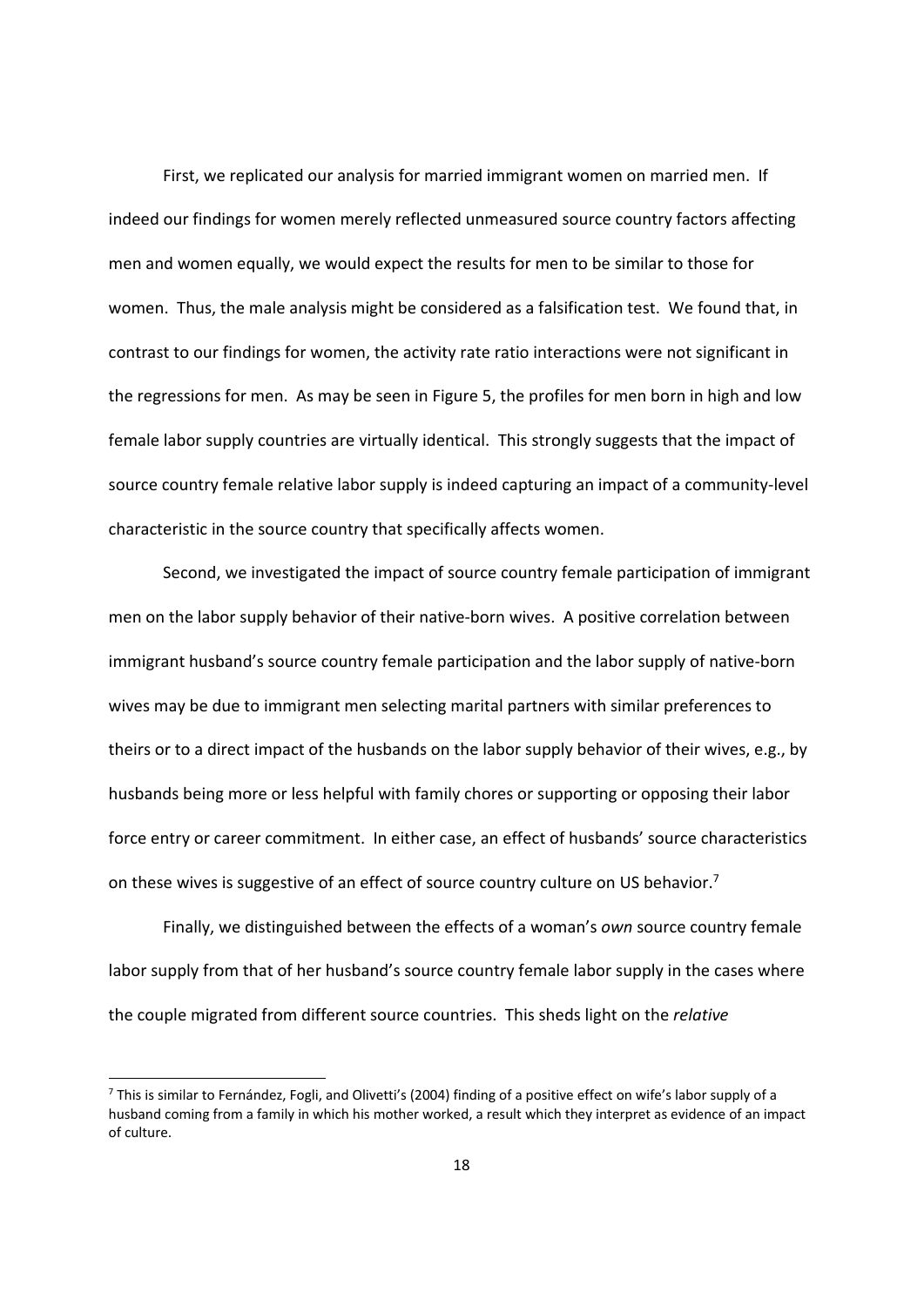First, we replicated our analysis for married immigrant women on married men. If indeed our findings for women merely reflected unmeasured source country factors affecting men and women equally, we would expect the results for men to be similar to those for women. Thus, the male analysis might be considered as a falsification test. We found that, in contrast to our findings for women, the activity rate ratio interactions were not significant in the regressions for men. As may be seen in Figure 5, the profiles for men born in high and low female labor supply countries are virtually identical. This strongly suggests that the impact of source country female relative labor supply is indeed capturing an impact of a community-level characteristic in the source country that specifically affects women.

Second, we investigated the impact of source country female participation of immigrant men on the labor supply behavior of their native-born wives. A positive correlation between immigrant husband's source country female participation and the labor supply of native-born wives may be due to immigrant men selecting marital partners with similar preferences to theirs or to a direct impact of the husbands on the labor supply behavior of their wives, e.g., by husbands being more or less helpful with family chores or supporting or opposing their labor force entry or career commitment. In either case, an effect of husbands' source characteristics on these wives is suggestive of an effect of source country culture on US behavior.[7]

Finally, we distinguished between the effects of a woman's *own* source country female labor supply from that of her husband's source country female labor supply in the cases where the couple migrated from different source countries. This sheds light on the *relative*

[7] This is similar to Fernández, Fogli, and Olivetti's (2004) finding of a positive effect on wife's labor supply of a husband coming from a family in which his mother worked, a result which they interpret as evidence of an impact of culture.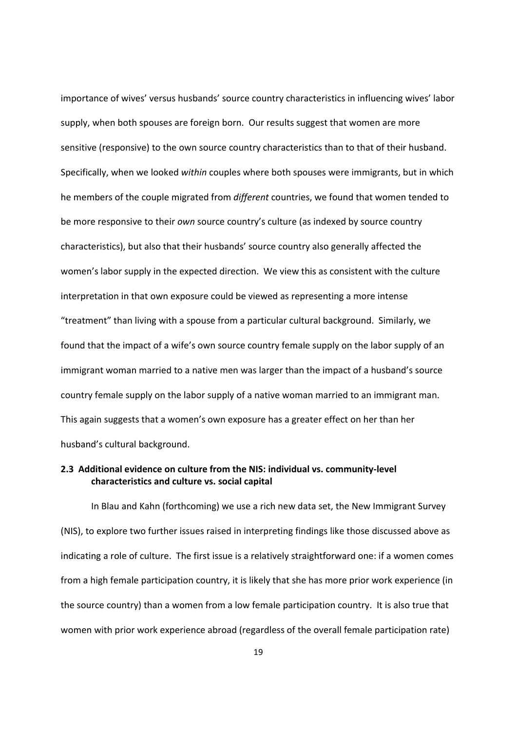importance of wives' versus husbands' source country characteristics in influencing wives' labor supply, when both spouses are foreign born. Our results suggest that women are more sensitive (responsive) to the own source country characteristics than to that of their husband. Specifically, when we looked *within* couples where both spouses were immigrants, but in which he members of the couple migrated from *different* countries, we found that women tended to be more responsive to their *own* source country's culture (as indexed by source country characteristics), but also that their husbands' source country also generally affected the women's labor supply in the expected direction. We view this as consistent with the culture interpretation in that own exposure could be viewed as representing a more intense "treatment" than living with a spouse from a particular cultural background. Similarly, we found that the impact of a wife's own source country female supply on the labor supply of an immigrant woman married to a native men was larger than the impact of a husband's source country female supply on the labor supply of a native woman married to an immigrant man. This again suggests that a women's own exposure has a greater effect on her than her husband's cultural background.

### 2.3 Additional evidence on culture from the NIS: individual vs. community-level characteristics and culture vs. social capital

In Blau and Kahn (forthcoming) we use a rich new data set, the New Immigrant Survey (NIS), to explore two further issues raised in interpreting findings like those discussed above as indicating a role of culture. The first issue is a relatively straightforward one: if a women comes from a high female participation country, it is likely that she has more prior work experience (in the source country) than a women from a low female participation country. It is also true that women with prior work experience abroad (regardless of the overall female participation rate)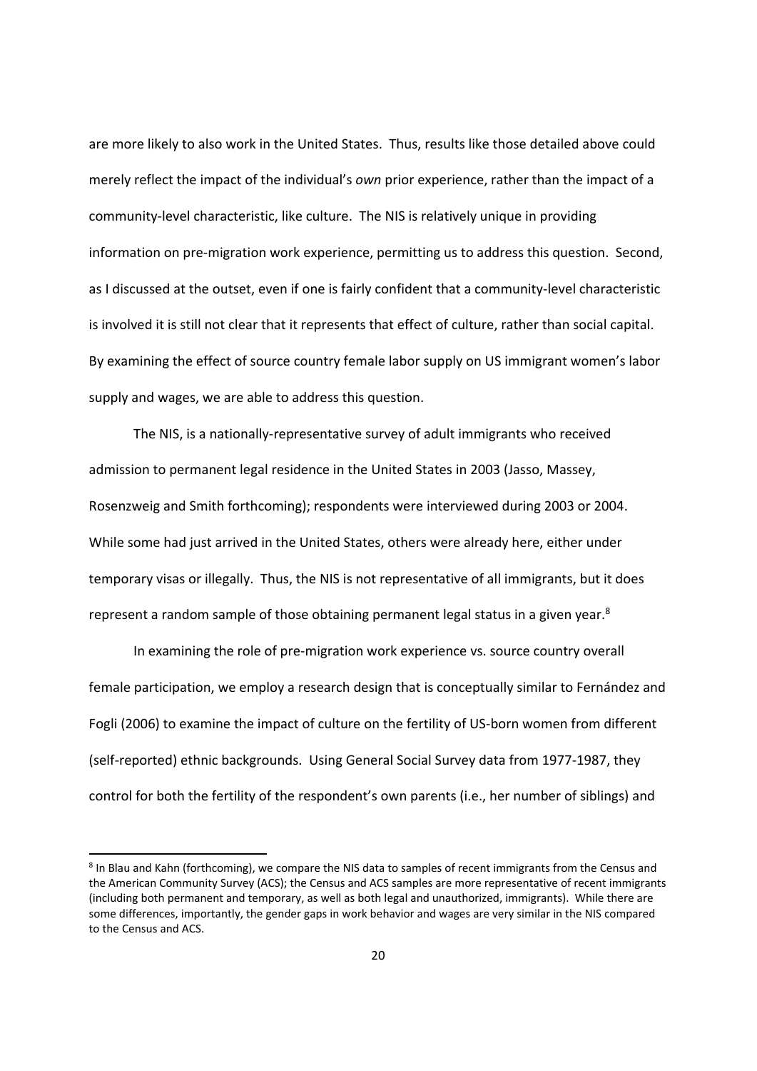are more likely to also work in the United States. Thus, results like those detailed above could merely reflect the impact of the individual's *own* prior experience, rather than the impact of a community-level characteristic, like culture. The NIS is relatively unique in providing information on pre-migration work experience, permitting us to address this question. Second, as I discussed at the outset, even if one is fairly confident that a community-level characteristic is involved it is still not clear that it represents that effect of culture, rather than social capital. By examining the effect of source country female labor supply on US immigrant women's labor supply and wages, we are able to address this question.

The NIS, is a nationally-representative survey of adult immigrants who received admission to permanent legal residence in the United States in 2003 (Jasso, Massey, Rosenzweig and Smith forthcoming); respondents were interviewed during 2003 or 2004. While some had just arrived in the United States, others were already here, either under temporary visas or illegally. Thus, the NIS is not representative of all immigrants, but it does represent a random sample of those obtaining permanent legal status in a given year.[8]

In examining the role of pre-migration work experience vs. source country overall female participation, we employ a research design that is conceptually similar to Fernández and Fogli (2006) to examine the impact of culture on the fertility of US-born women from different (self-reported) ethnic backgrounds. Using General Social Survey data from 1977-1987, they control for both the fertility of the respondent's own parents (i.e., her number of siblings) and

---

[8] In Blau and Kahn (forthcoming), we compare the NIS data to samples of recent immigrants from the Census and the American Community Survey (ACS); the Census and ACS samples are more representative of recent immigrants (including both permanent and temporary, as well as both legal and unauthorized, immigrants). While there are some differences, importantly, the gender gaps in work behavior and wages are very similar in the NIS compared to the Census and ACS.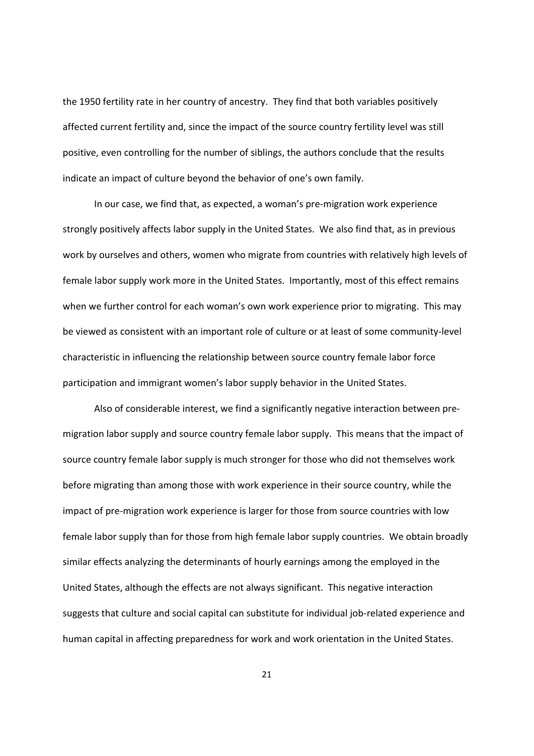the 1950 fertility rate in her country of ancestry. They find that both variables positively affected current fertility and, since the impact of the source country fertility level was still positive, even controlling for the number of siblings, the authors conclude that the results indicate an impact of culture beyond the behavior of one's own family.

In our case, we find that, as expected, a woman's pre-migration work experience strongly positively affects labor supply in the United States. We also find that, as in previous work by ourselves and others, women who migrate from countries with relatively high levels of female labor supply work more in the United States. Importantly, most of this effect remains when we further control for each woman's own work experience prior to migrating. This may be viewed as consistent with an important role of culture or at least of some community-level characteristic in influencing the relationship between source country female labor force participation and immigrant women's labor supply behavior in the United States.

Also of considerable interest, we find a significantly negative interaction between pre-migration labor supply and source country female labor supply. This means that the impact of source country female labor supply is much stronger for those who did not themselves work before migrating than among those with work experience in their source country, while the impact of pre-migration work experience is larger for those from source countries with low female labor supply than for those from high female labor supply countries. We obtain broadly similar effects analyzing the determinants of hourly earnings among the employed in the United States, although the effects are not always significant. This negative interaction suggests that culture and social capital can substitute for individual job-related experience and human capital in affecting preparedness for work and work orientation in the United States.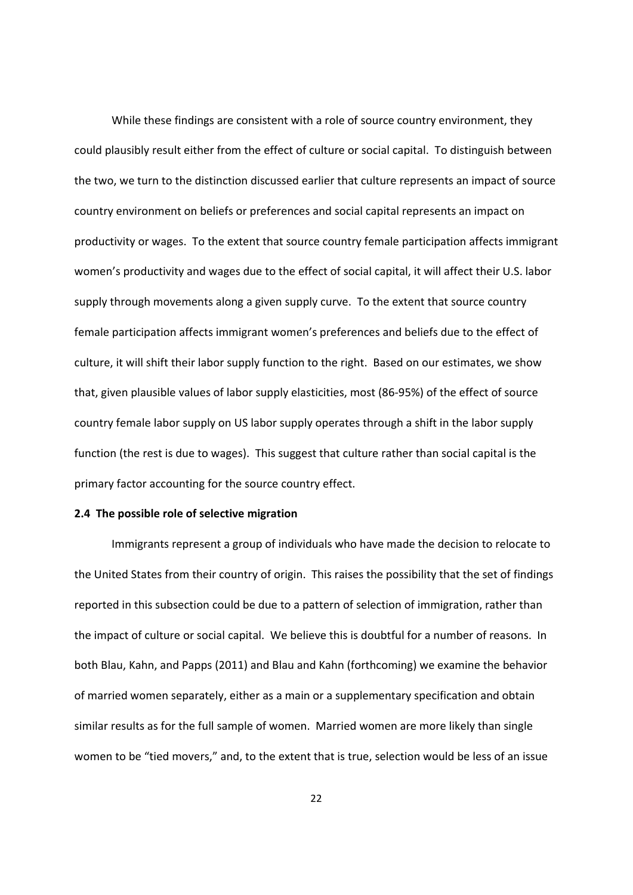While these findings are consistent with a role of source country environment, they could plausibly result either from the effect of culture or social capital. To distinguish between the two, we turn to the distinction discussed earlier that culture represents an impact of source country environment on beliefs or preferences and social capital represents an impact on productivity or wages. To the extent that source country female participation affects immigrant women's productivity and wages due to the effect of social capital, it will affect their U.S. labor supply through movements along a given supply curve. To the extent that source country female participation affects immigrant women's preferences and beliefs due to the effect of culture, it will shift their labor supply function to the right. Based on our estimates, we show that, given plausible values of labor supply elasticities, most (86-95%) of the effect of source country female labor supply on US labor supply operates through a shift in the labor supply function (the rest is due to wages). This suggest that culture rather than social capital is the primary factor accounting for the source country effect.

### 2.4 The possible role of selective migration

Immigrants represent a group of individuals who have made the decision to relocate to the United States from their country of origin. This raises the possibility that the set of findings reported in this subsection could be due to a pattern of selection of immigration, rather than the impact of culture or social capital. We believe this is doubtful for a number of reasons. In both Blau, Kahn, and Papps (2011) and Blau and Kahn (forthcoming) we examine the behavior of married women separately, either as a main or a supplementary specification and obtain similar results as for the full sample of women. Married women are more likely than single women to be "tied movers," and, to the extent that is true, selection would be less of an issue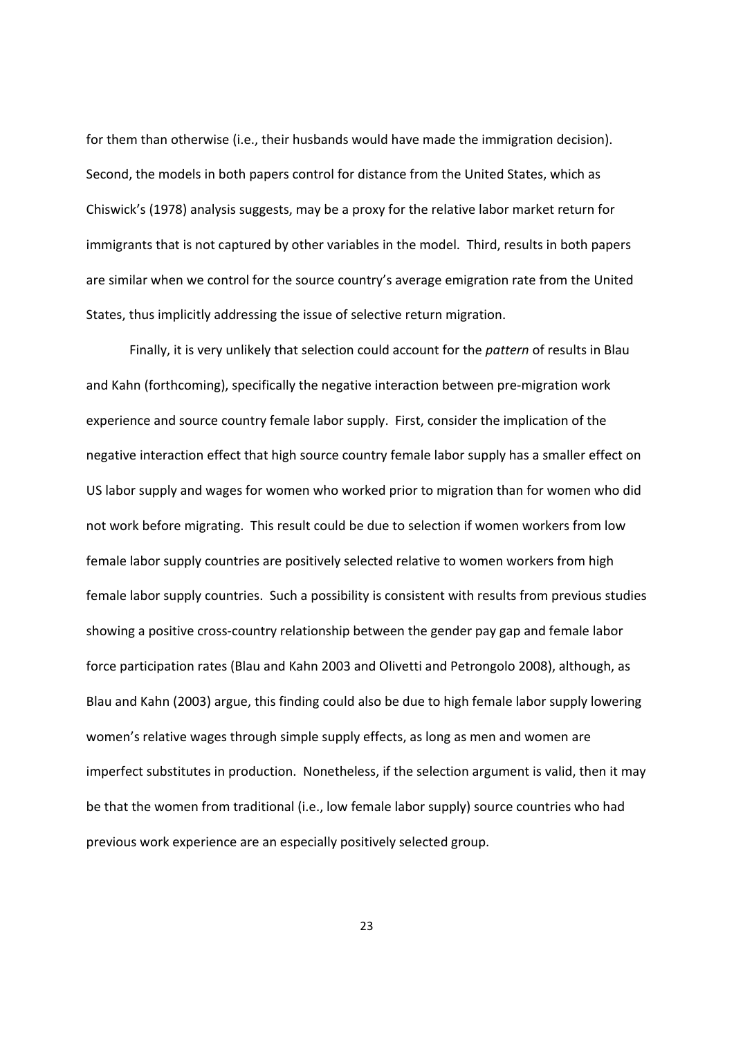for them than otherwise (i.e., their husbands would have made the immigration decision). Second, the models in both papers control for distance from the United States, which as Chiswick's (1978) analysis suggests, may be a proxy for the relative labor market return for immigrants that is not captured by other variables in the model. Third, results in both papers are similar when we control for the source country's average emigration rate from the United States, thus implicitly addressing the issue of selective return migration.

Finally, it is very unlikely that selection could account for the *pattern* of results in Blau and Kahn (forthcoming), specifically the negative interaction between pre-migration work experience and source country female labor supply. First, consider the implication of the negative interaction effect that high source country female labor supply has a smaller effect on US labor supply and wages for women who worked prior to migration than for women who did not work before migrating. This result could be due to selection if women workers from low female labor supply countries are positively selected relative to women workers from high female labor supply countries. Such a possibility is consistent with results from previous studies showing a positive cross-country relationship between the gender pay gap and female labor force participation rates (Blau and Kahn 2003 and Olivetti and Petrongolo 2008), although, as Blau and Kahn (2003) argue, this finding could also be due to high female labor supply lowering women's relative wages through simple supply effects, as long as men and women are imperfect substitutes in production. Nonetheless, if the selection argument is valid, then it may be that the women from traditional (i.e., low female labor supply) source countries who had previous work experience are an especially positively selected group.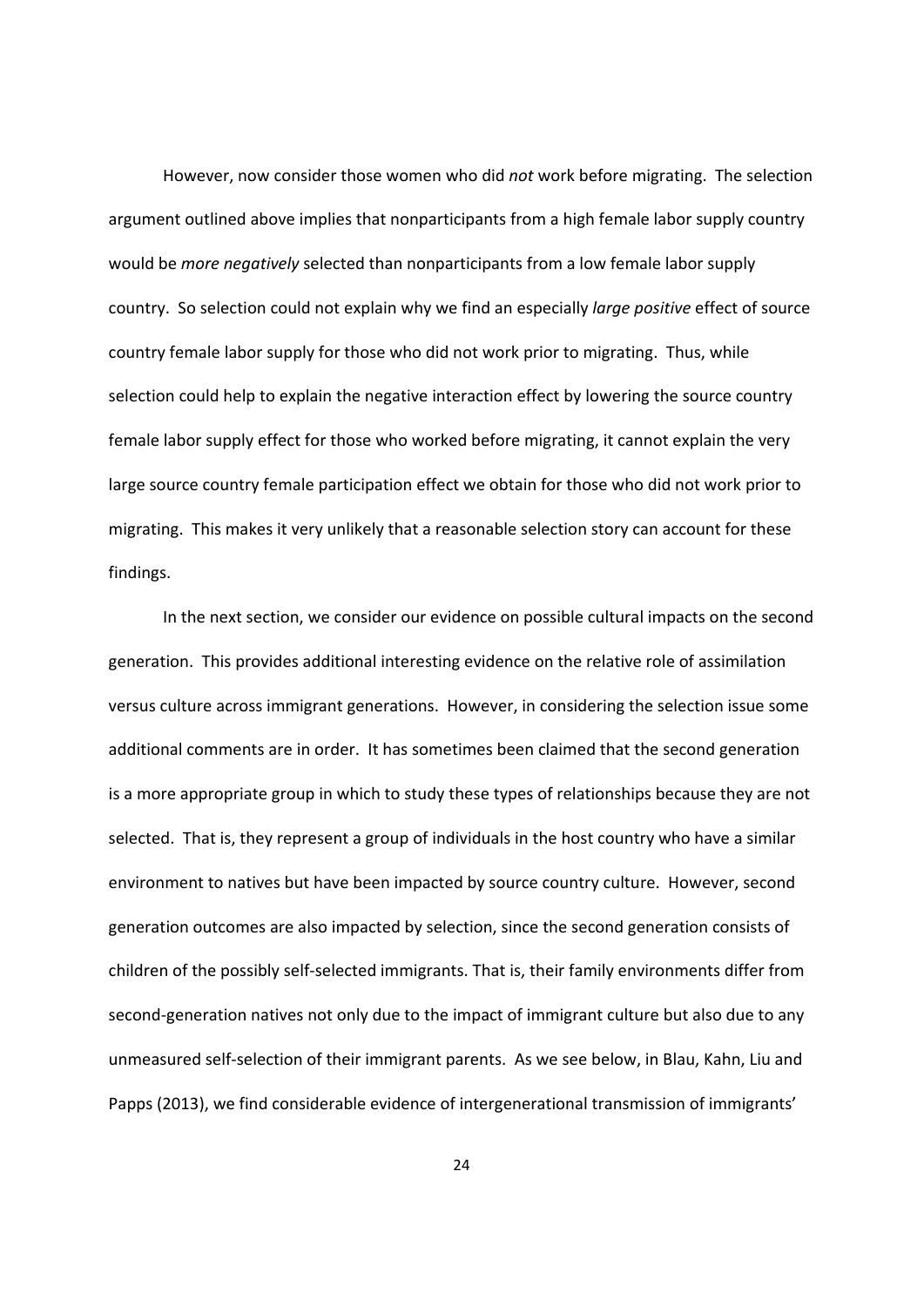However, now consider those women who did *not* work before migrating. The selection argument outlined above implies that nonparticipants from a high female labor supply country would be *more negatively* selected than nonparticipants from a low female labor supply country. So selection could not explain why we find an especially *large positive* effect of source country female labor supply for those who did not work prior to migrating. Thus, while selection could help to explain the negative interaction effect by lowering the source country female labor supply effect for those who worked before migrating, it cannot explain the very large source country female participation effect we obtain for those who did not work prior to migrating. This makes it very unlikely that a reasonable selection story can account for these findings.

In the next section, we consider our evidence on possible cultural impacts on the second generation. This provides additional interesting evidence on the relative role of assimilation versus culture across immigrant generations. However, in considering the selection issue some additional comments are in order. It has sometimes been claimed that the second generation is a more appropriate group in which to study these types of relationships because they are not selected. That is, they represent a group of individuals in the host country who have a similar environment to natives but have been impacted by source country culture. However, second generation outcomes are also impacted by selection, since the second generation consists of children of the possibly self-selected immigrants. That is, their family environments differ from second-generation natives not only due to the impact of immigrant culture but also due to any unmeasured self-selection of their immigrant parents. As we see below, in Blau, Kahn, Liu and Papps (2013), we find considerable evidence of intergenerational transmission of immigrants'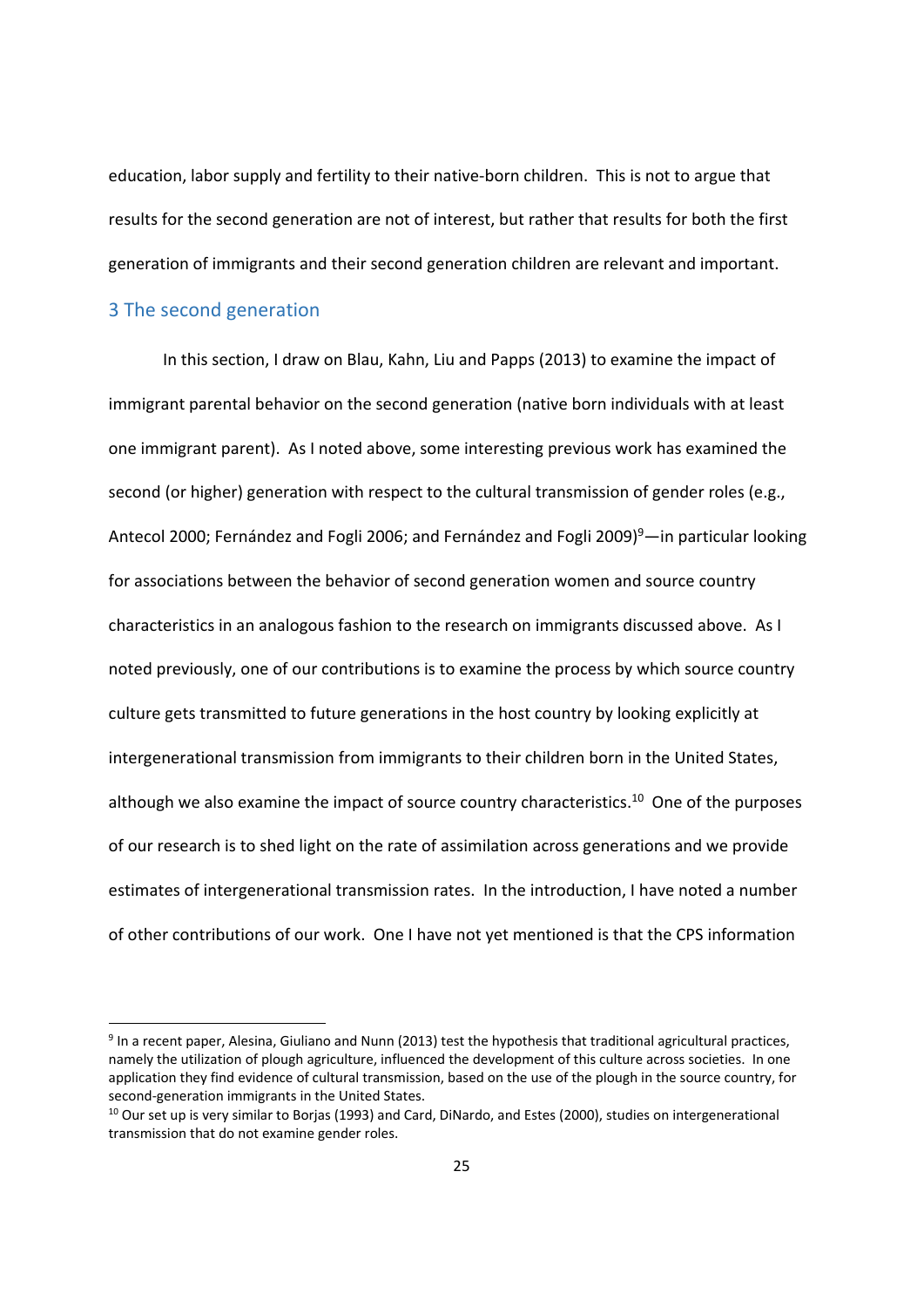education, labor supply and fertility to their native-born children. This is not to argue that results for the second generation are not of interest, but rather that results for both the first generation of immigrants and their second generation children are relevant and important.

## 3 The second generation

In this section, I draw on Blau, Kahn, Liu and Papps (2013) to examine the impact of immigrant parental behavior on the second generation (native born individuals with at least one immigrant parent). As I noted above, some interesting previous work has examined the second (or higher) generation with respect to the cultural transmission of gender roles (e.g., Antecol 2000; Fernández and Fogli 2006; and Fernández and Fogli 2009)[9]—in particular looking for associations between the behavior of second generation women and source country characteristics in an analogous fashion to the research on immigrants discussed above. As I noted previously, one of our contributions is to examine the process by which source country culture gets transmitted to future generations in the host country by looking explicitly at intergenerational transmission from immigrants to their children born in the United States, although we also examine the impact of source country characteristics.[10] One of the purposes of our research is to shed light on the rate of assimilation across generations and we provide estimates of intergenerational transmission rates. In the introduction, I have noted a number of other contributions of our work. One I have not yet mentioned is that the CPS information

[9] In a recent paper, Alesina, Giuliano and Nunn (2013) test the hypothesis that traditional agricultural practices, namely the utilization of plough agriculture, influenced the development of this culture across societies. In one application they find evidence of cultural transmission, based on the use of the plough in the source country, for second-generation immigrants in the United States.

[10] Our set up is very similar to Borjas (1993) and Card, DiNardo, and Estes (2000), studies on intergenerational transmission that do not examine gender roles.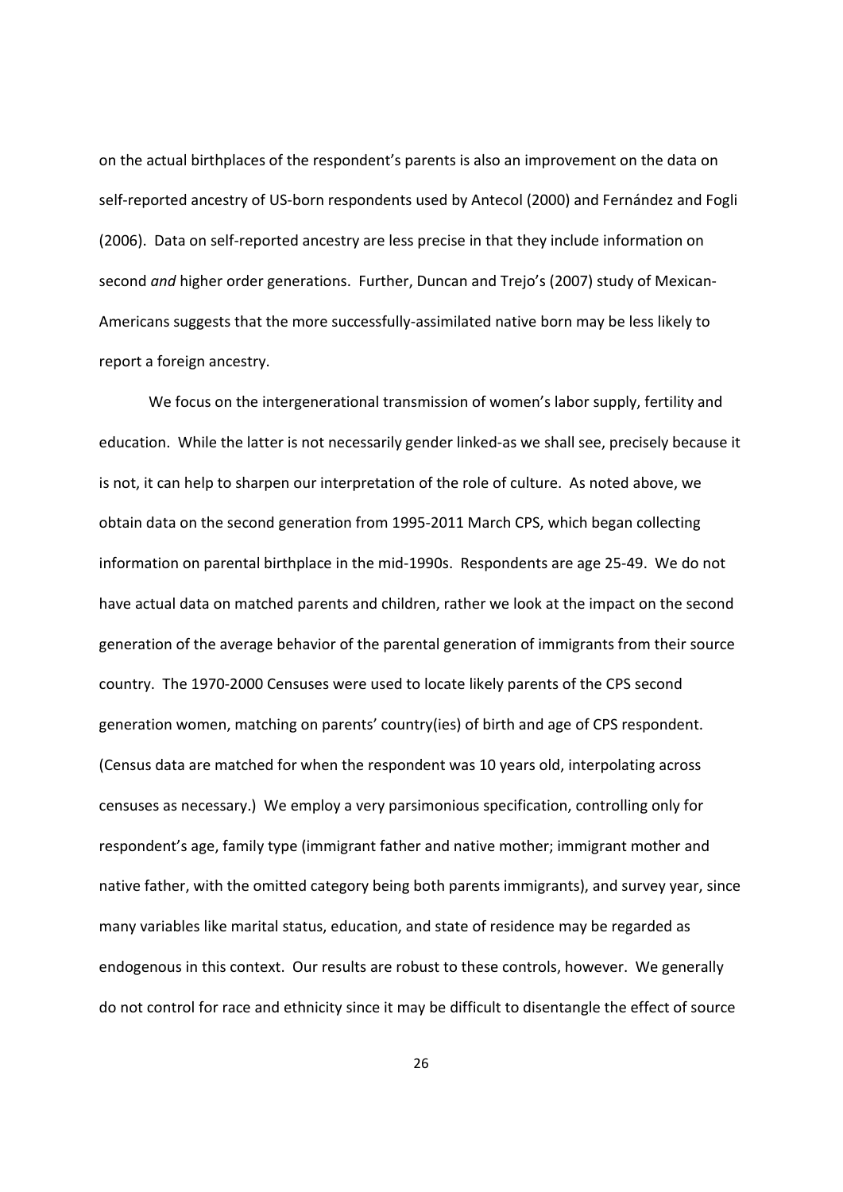on the actual birthplaces of the respondent's parents is also an improvement on the data on self-reported ancestry of US-born respondents used by Antecol (2000) and Fernández and Fogli (2006). Data on self-reported ancestry are less precise in that they include information on second *and* higher order generations. Further, Duncan and Trejo's (2007) study of Mexican-Americans suggests that the more successfully-assimilated native born may be less likely to report a foreign ancestry.

We focus on the intergenerational transmission of women's labor supply, fertility and education. While the latter is not necessarily gender linked-as we shall see, precisely because it is not, it can help to sharpen our interpretation of the role of culture. As noted above, we obtain data on the second generation from 1995-2011 March CPS, which began collecting information on parental birthplace in the mid-1990s. Respondents are age 25-49. We do not have actual data on matched parents and children, rather we look at the impact on the second generation of the average behavior of the parental generation of immigrants from their source country. The 1970-2000 Censuses were used to locate likely parents of the CPS second generation women, matching on parents' country(ies) of birth and age of CPS respondent. (Census data are matched for when the respondent was 10 years old, interpolating across censuses as necessary.) We employ a very parsimonious specification, controlling only for respondent's age, family type (immigrant father and native mother; immigrant mother and native father, with the omitted category being both parents immigrants), and survey year, since many variables like marital status, education, and state of residence may be regarded as endogenous in this context. Our results are robust to these controls, however. We generally do not control for race and ethnicity since it may be difficult to disentangle the effect of source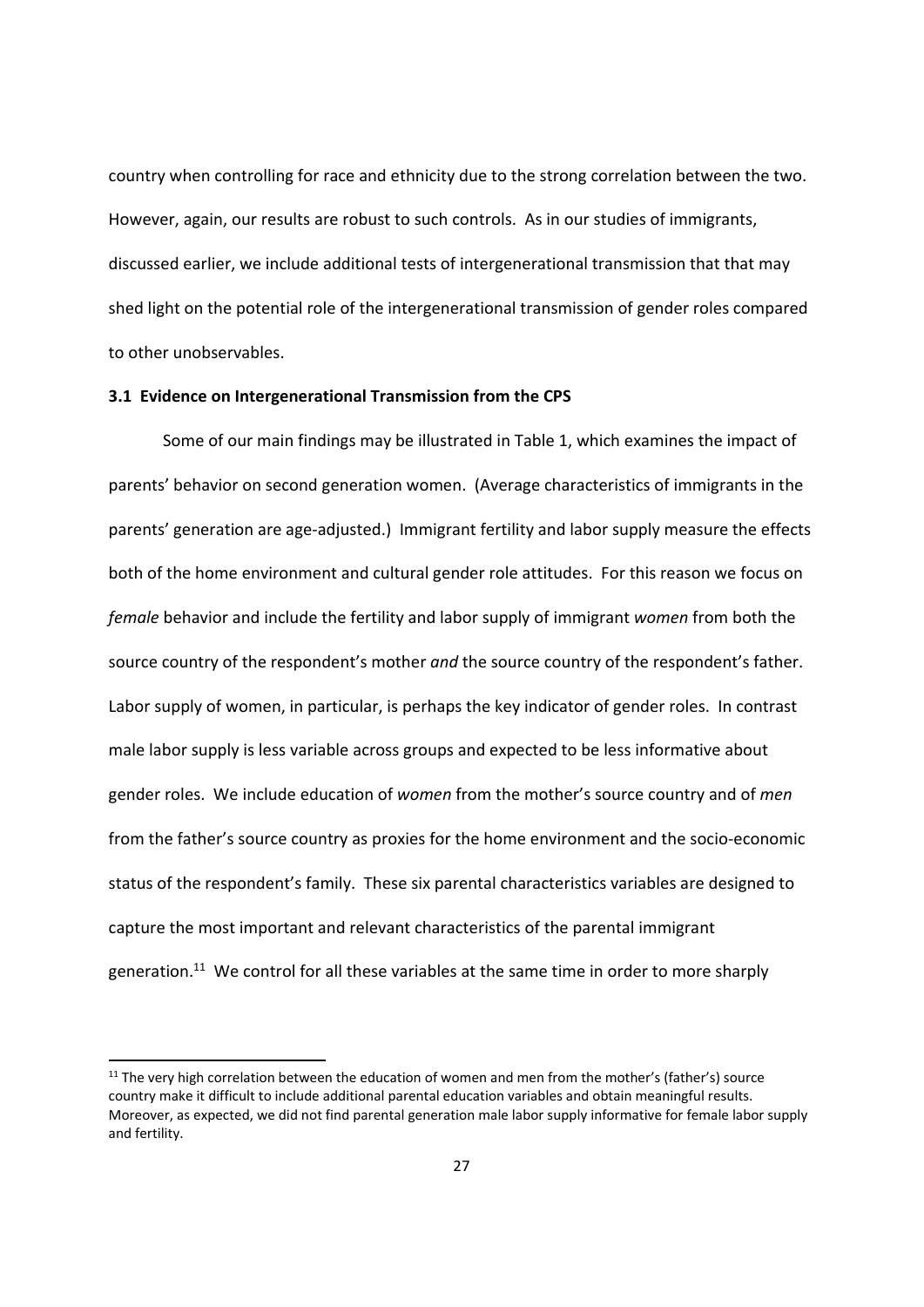country when controlling for race and ethnicity due to the strong correlation between the two. However, again, our results are robust to such controls. As in our studies of immigrants, discussed earlier, we include additional tests of intergenerational transmission that that may shed light on the potential role of the intergenerational transmission of gender roles compared to other unobservables.

### 3.1 Evidence on Intergenerational Transmission from the CPS

Some of our main findings may be illustrated in Table 1, which examines the impact of parents' behavior on second generation women. (Average characteristics of immigrants in the parents' generation are age-adjusted.) Immigrant fertility and labor supply measure the effects both of the home environment and cultural gender role attitudes. For this reason we focus on *female* behavior and include the fertility and labor supply of immigrant *women* from both the source country of the respondent's mother *and* the source country of the respondent's father. Labor supply of women, in particular, is perhaps the key indicator of gender roles. In contrast male labor supply is less variable across groups and expected to be less informative about gender roles. We include education of *women* from the mother's source country and of *men* from the father's source country as proxies for the home environment and the socio-economic status of the respondent's family. These six parental characteristics variables are designed to capture the most important and relevant characteristics of the parental immigrant generation.[11] We control for all these variables at the same time in order to more sharply

[11] The very high correlation between the education of women and men from the mother's (father's) source country make it difficult to include additional parental education variables and obtain meaningful results. Moreover, as expected, we did not find parental generation male labor supply informative for female labor supply and fertility.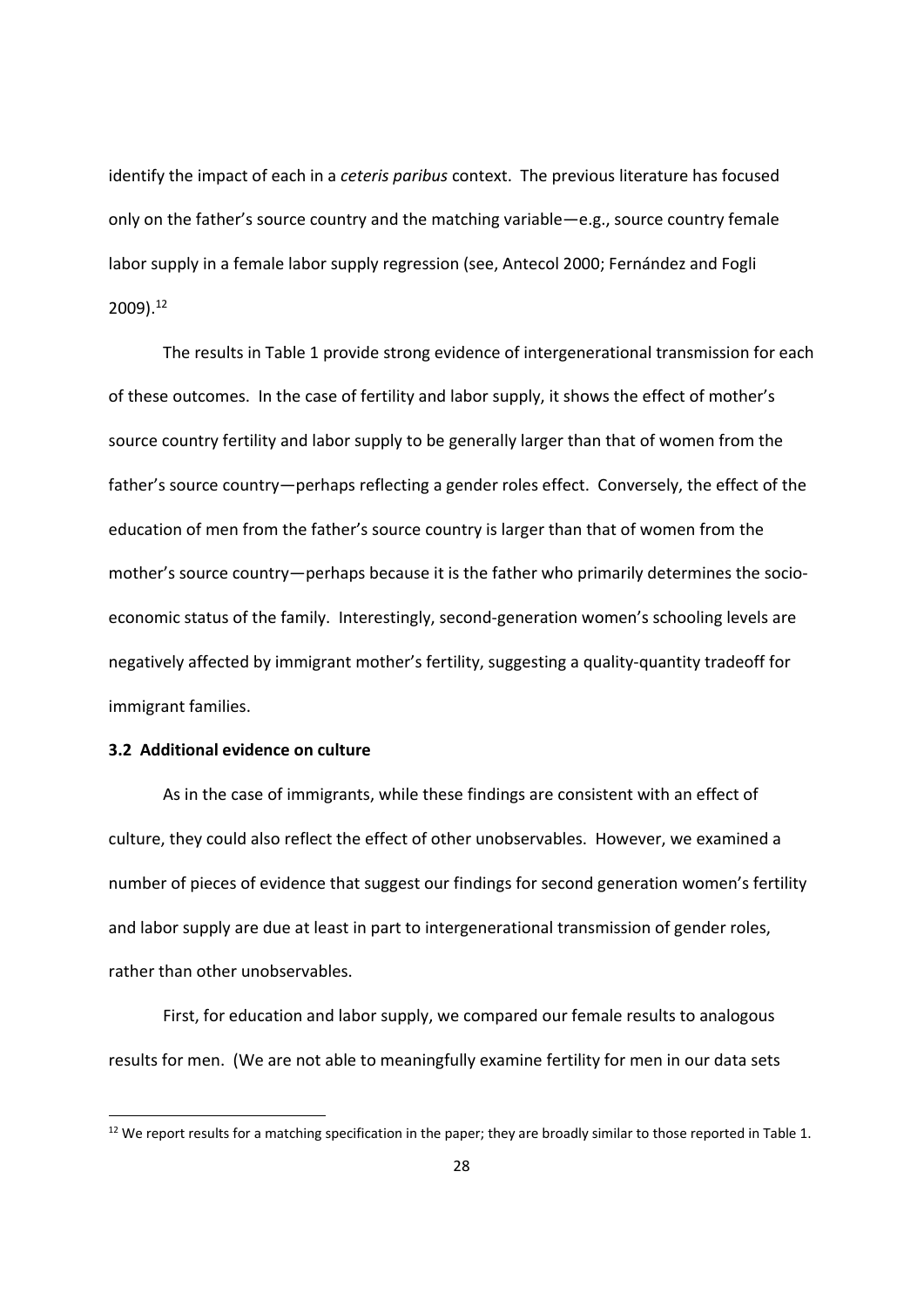identify the impact of each in a *ceteris paribus* context. The previous literature has focused only on the father's source country and the matching variable—e.g., source country female labor supply in a female labor supply regression (see, Antecol 2000; Fernández and Fogli 2009).[12]

The results in Table 1 provide strong evidence of intergenerational transmission for each of these outcomes. In the case of fertility and labor supply, it shows the effect of mother's source country fertility and labor supply to be generally larger than that of women from the father's source country—perhaps reflecting a gender roles effect. Conversely, the effect of the education of men from the father's source country is larger than that of women from the mother's source country—perhaps because it is the father who primarily determines the socio-economic status of the family. Interestingly, second-generation women's schooling levels are negatively affected by immigrant mother's fertility, suggesting a quality-quantity tradeoff for immigrant families.

### 3.2 Additional evidence on culture

As in the case of immigrants, while these findings are consistent with an effect of culture, they could also reflect the effect of other unobservables. However, we examined a number of pieces of evidence that suggest our findings for second generation women's fertility and labor supply are due at least in part to intergenerational transmission of gender roles, rather than other unobservables.

First, for education and labor supply, we compared our female results to analogous results for men. (We are not able to meaningfully examine fertility for men in our data sets

[12] We report results for a matching specification in the paper; they are broadly similar to those reported in Table 1.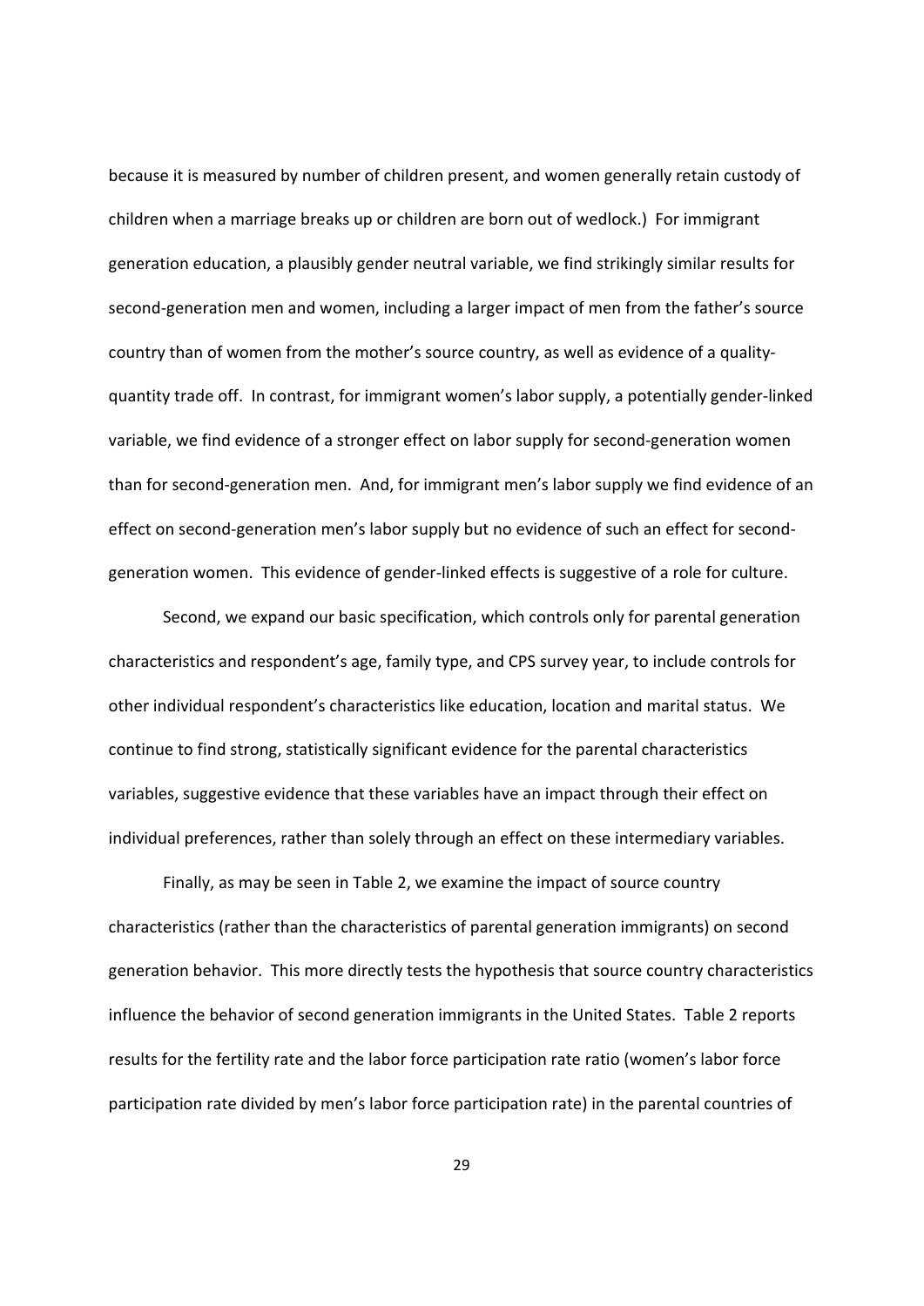because it is measured by number of children present, and women generally retain custody of children when a marriage breaks up or children are born out of wedlock.) For immigrant generation education, a plausibly gender neutral variable, we find strikingly similar results for second-generation men and women, including a larger impact of men from the father's source country than of women from the mother's source country, as well as evidence of a quality-quantity trade off. In contrast, for immigrant women's labor supply, a potentially gender-linked variable, we find evidence of a stronger effect on labor supply for second-generation women than for second-generation men. And, for immigrant men's labor supply we find evidence of an effect on second-generation men's labor supply but no evidence of such an effect for second-generation women. This evidence of gender-linked effects is suggestive of a role for culture.

Second, we expand our basic specification, which controls only for parental generation characteristics and respondent's age, family type, and CPS survey year, to include controls for other individual respondent's characteristics like education, location and marital status. We continue to find strong, statistically significant evidence for the parental characteristics variables, suggestive evidence that these variables have an impact through their effect on individual preferences, rather than solely through an effect on these intermediary variables.

Finally, as may be seen in Table 2, we examine the impact of source country characteristics (rather than the characteristics of parental generation immigrants) on second generation behavior. This more directly tests the hypothesis that source country characteristics influence the behavior of second generation immigrants in the United States. Table 2 reports results for the fertility rate and the labor force participation rate ratio (women's labor force participation rate divided by men's labor force participation rate) in the parental countries of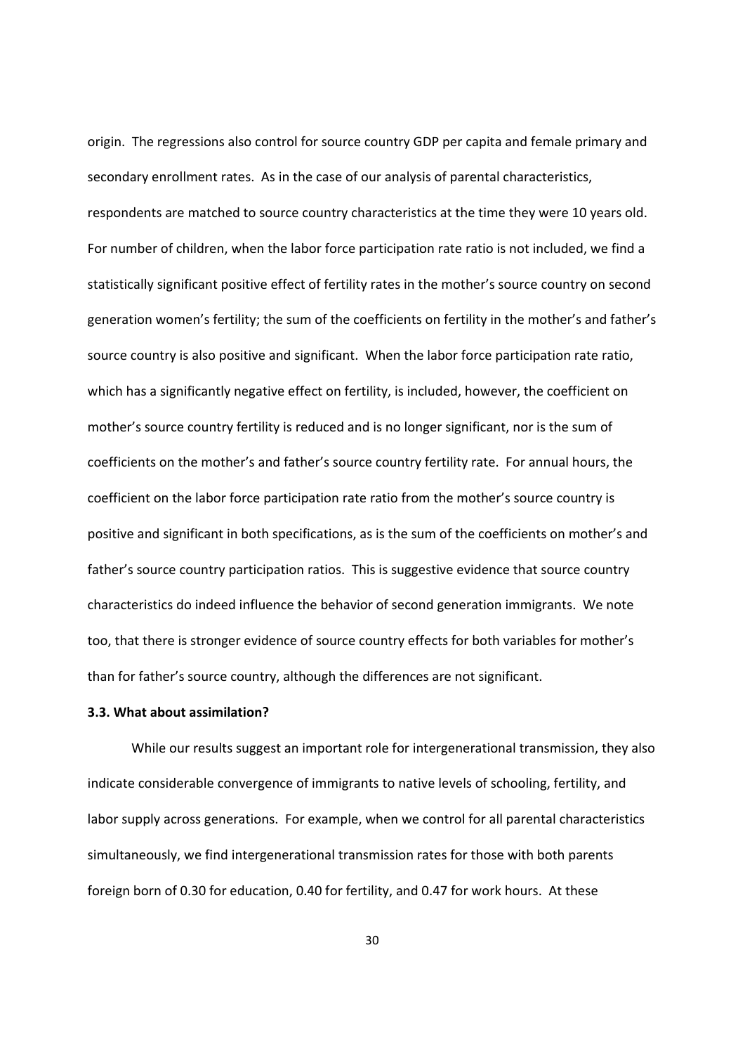origin. The regressions also control for source country GDP per capita and female primary and secondary enrollment rates. As in the case of our analysis of parental characteristics, respondents are matched to source country characteristics at the time they were 10 years old. For number of children, when the labor force participation rate ratio is not included, we find a statistically significant positive effect of fertility rates in the mother's source country on second generation women's fertility; the sum of the coefficients on fertility in the mother's and father's source country is also positive and significant. When the labor force participation rate ratio, which has a significantly negative effect on fertility, is included, however, the coefficient on mother's source country fertility is reduced and is no longer significant, nor is the sum of coefficients on the mother's and father's source country fertility rate. For annual hours, the coefficient on the labor force participation rate ratio from the mother's source country is positive and significant in both specifications, as is the sum of the coefficients on mother's and father's source country participation ratios. This is suggestive evidence that source country characteristics do indeed influence the behavior of second generation immigrants. We note too, that there is stronger evidence of source country effects for both variables for mother's than for father's source country, although the differences are not significant.

### 3.3. What about assimilation?

While our results suggest an important role for intergenerational transmission, they also indicate considerable convergence of immigrants to native levels of schooling, fertility, and labor supply across generations. For example, when we control for all parental characteristics simultaneously, we find intergenerational transmission rates for those with both parents foreign born of 0.30 for education, 0.40 for fertility, and 0.47 for work hours. At these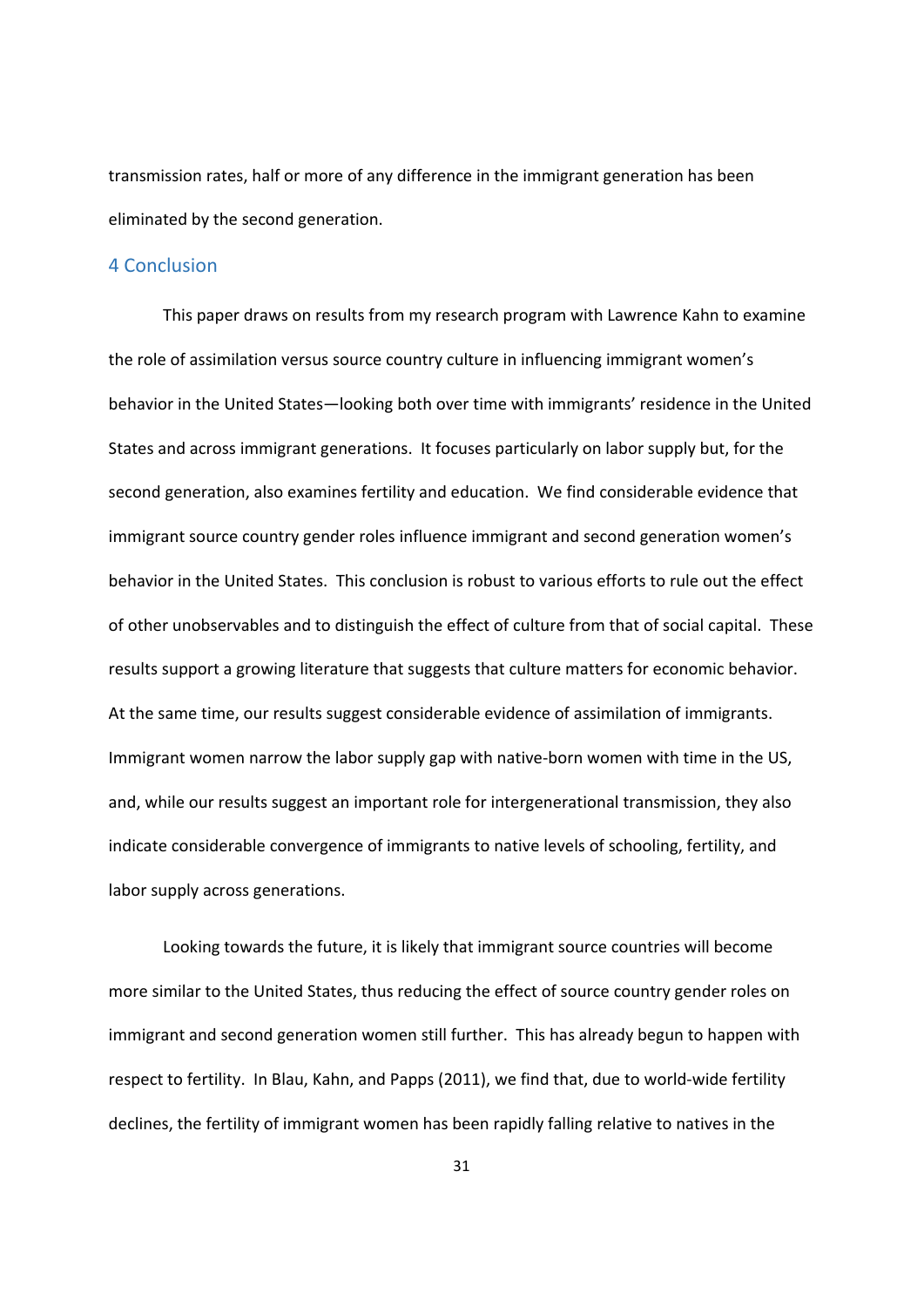transmission rates, half or more of any difference in the immigrant generation has been eliminated by the second generation.

## 4 Conclusion

This paper draws on results from my research program with Lawrence Kahn to examine the role of assimilation versus source country culture in influencing immigrant women's behavior in the United States—looking both over time with immigrants' residence in the United States and across immigrant generations. It focuses particularly on labor supply but, for the second generation, also examines fertility and education. We find considerable evidence that immigrant source country gender roles influence immigrant and second generation women's behavior in the United States. This conclusion is robust to various efforts to rule out the effect of other unobservables and to distinguish the effect of culture from that of social capital. These results support a growing literature that suggests that culture matters for economic behavior. At the same time, our results suggest considerable evidence of assimilation of immigrants. Immigrant women narrow the labor supply gap with native-born women with time in the US, and, while our results suggest an important role for intergenerational transmission, they also indicate considerable convergence of immigrants to native levels of schooling, fertility, and labor supply across generations.

Looking towards the future, it is likely that immigrant source countries will become more similar to the United States, thus reducing the effect of source country gender roles on immigrant and second generation women still further. This has already begun to happen with respect to fertility. In Blau, Kahn, and Papps (2011), we find that, due to world-wide fertility declines, the fertility of immigrant women has been rapidly falling relative to natives in the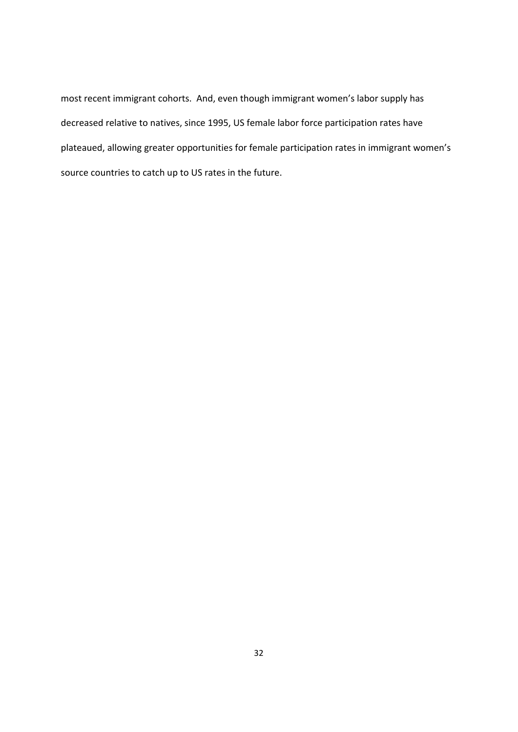most recent immigrant cohorts. And, even though immigrant women's labor supply has decreased relative to natives, since 1995, US female labor force participation rates have plateaued, allowing greater opportunities for female participation rates in immigrant women's source countries to catch up to US rates in the future.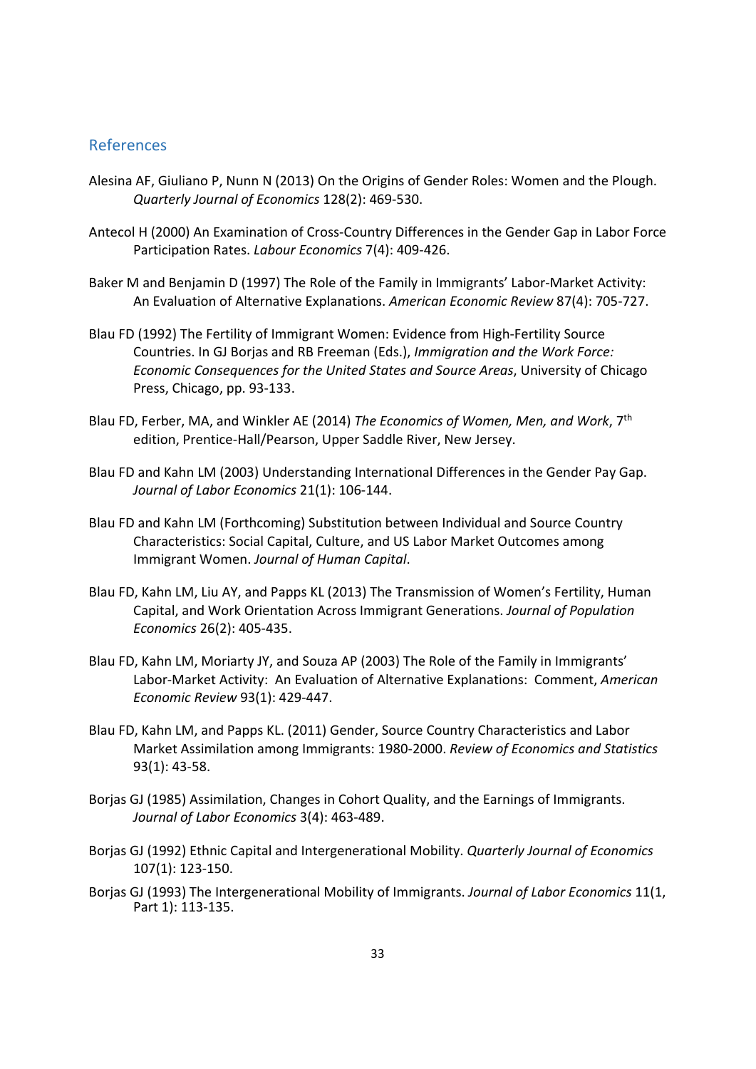## References

Alesina AF, Giuliano P, Nunn N (2013) On the Origins of Gender Roles: Women and the Plough. *Quarterly Journal of Economics* 128(2): 469-530.

Antecol H (2000) An Examination of Cross-Country Differences in the Gender Gap in Labor Force Participation Rates. *Labour Economics* 7(4): 409-426.

Baker M and Benjamin D (1997) The Role of the Family in Immigrants' Labor-Market Activity: An Evaluation of Alternative Explanations. *American Economic Review* 87(4): 705-727.

Blau FD (1992) The Fertility of Immigrant Women: Evidence from High-Fertility Source Countries. In GJ Borjas and RB Freeman (Eds.), *Immigration and the Work Force: Economic Consequences for the United States and Source Areas*, University of Chicago Press, Chicago, pp. 93-133.

Blau FD, Ferber, MA, and Winkler AE (2014) *The Economics of Women, Men, and Work*, 7th edition, Prentice-Hall/Pearson, Upper Saddle River, New Jersey.

Blau FD and Kahn LM (2003) Understanding International Differences in the Gender Pay Gap. *Journal of Labor Economics* 21(1): 106-144.

Blau FD and Kahn LM (Forthcoming) Substitution between Individual and Source Country Characteristics: Social Capital, Culture, and US Labor Market Outcomes among Immigrant Women. *Journal of Human Capital*.

Blau FD, Kahn LM, Liu AY, and Papps KL (2013) The Transmission of Women's Fertility, Human Capital, and Work Orientation Across Immigrant Generations. *Journal of Population Economics* 26(2): 405-435.

Blau FD, Kahn LM, Moriarty JY, and Souza AP (2003) The Role of the Family in Immigrants' Labor-Market Activity: An Evaluation of Alternative Explanations: Comment, *American Economic Review* 93(1): 429-447.

Blau FD, Kahn LM, and Papps KL. (2011) Gender, Source Country Characteristics and Labor Market Assimilation among Immigrants: 1980-2000. *Review of Economics and Statistics* 93(1): 43-58.

Borjas GJ (1985) Assimilation, Changes in Cohort Quality, and the Earnings of Immigrants. *Journal of Labor Economics* 3(4): 463-489.

Borjas GJ (1992) Ethnic Capital and Intergenerational Mobility. *Quarterly Journal of Economics* 107(1): 123-150.

Borjas GJ (1993) The Intergenerational Mobility of Immigrants. *Journal of Labor Economics* 11(1, Part 1): 113-135.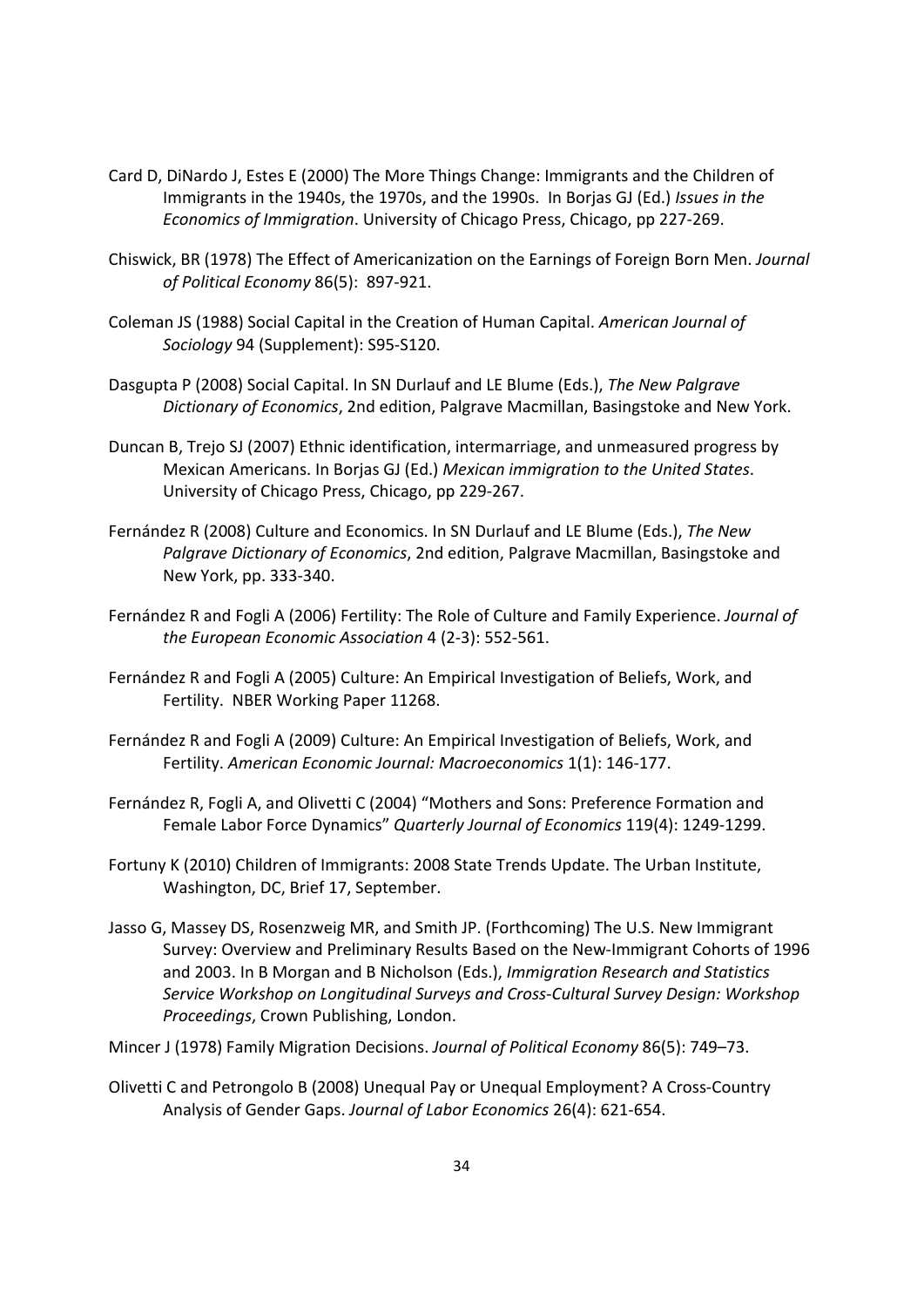Card D, DiNardo J, Estes E (2000) The More Things Change: Immigrants and the Children of Immigrants in the 1940s, the 1970s, and the 1990s. In Borjas GJ (Ed.) *Issues in the Economics of Immigration*. University of Chicago Press, Chicago, pp 227-269.

Chiswick, BR (1978) The Effect of Americanization on the Earnings of Foreign Born Men. *Journal of Political Economy* 86(5): 897-921.

Coleman JS (1988) Social Capital in the Creation of Human Capital. *American Journal of Sociology* 94 (Supplement): S95-S120.

Dasgupta P (2008) Social Capital. In SN Durlauf and LE Blume (Eds.), *The New Palgrave Dictionary of Economics*, 2nd edition, Palgrave Macmillan, Basingstoke and New York.

Duncan B, Trejo SJ (2007) Ethnic identification, intermarriage, and unmeasured progress by Mexican Americans. In Borjas GJ (Ed.) *Mexican immigration to the United States*. University of Chicago Press, Chicago, pp 229-267.

Fernández R (2008) Culture and Economics. In SN Durlauf and LE Blume (Eds.), *The New Palgrave Dictionary of Economics*, 2nd edition, Palgrave Macmillan, Basingstoke and New York, pp. 333-340.

Fernández R and Fogli A (2006) Fertility: The Role of Culture and Family Experience. *Journal of the European Economic Association* 4 (2-3): 552-561.

Fernández R and Fogli A (2005) Culture: An Empirical Investigation of Beliefs, Work, and Fertility. NBER Working Paper 11268.

Fernández R and Fogli A (2009) Culture: An Empirical Investigation of Beliefs, Work, and Fertility. *American Economic Journal: Macroeconomics* 1(1): 146-177.

Fernández R, Fogli A, and Olivetti C (2004) "Mothers and Sons: Preference Formation and Female Labor Force Dynamics" *Quarterly Journal of Economics* 119(4): 1249-1299.

Fortuny K (2010) Children of Immigrants: 2008 State Trends Update. The Urban Institute, Washington, DC, Brief 17, September.

Jasso G, Massey DS, Rosenzweig MR, and Smith JP. (Forthcoming) The U.S. New Immigrant Survey: Overview and Preliminary Results Based on the New-Immigrant Cohorts of 1996 and 2003. In B Morgan and B Nicholson (Eds.), *Immigration Research and Statistics Service Workshop on Longitudinal Surveys and Cross-Cultural Survey Design: Workshop Proceedings*, Crown Publishing, London.

Mincer J (1978) Family Migration Decisions. *Journal of Political Economy* 86(5): 749–73.

Olivetti C and Petrongolo B (2008) Unequal Pay or Unequal Employment? A Cross-Country Analysis of Gender Gaps. *Journal of Labor Economics* 26(4): 621-654.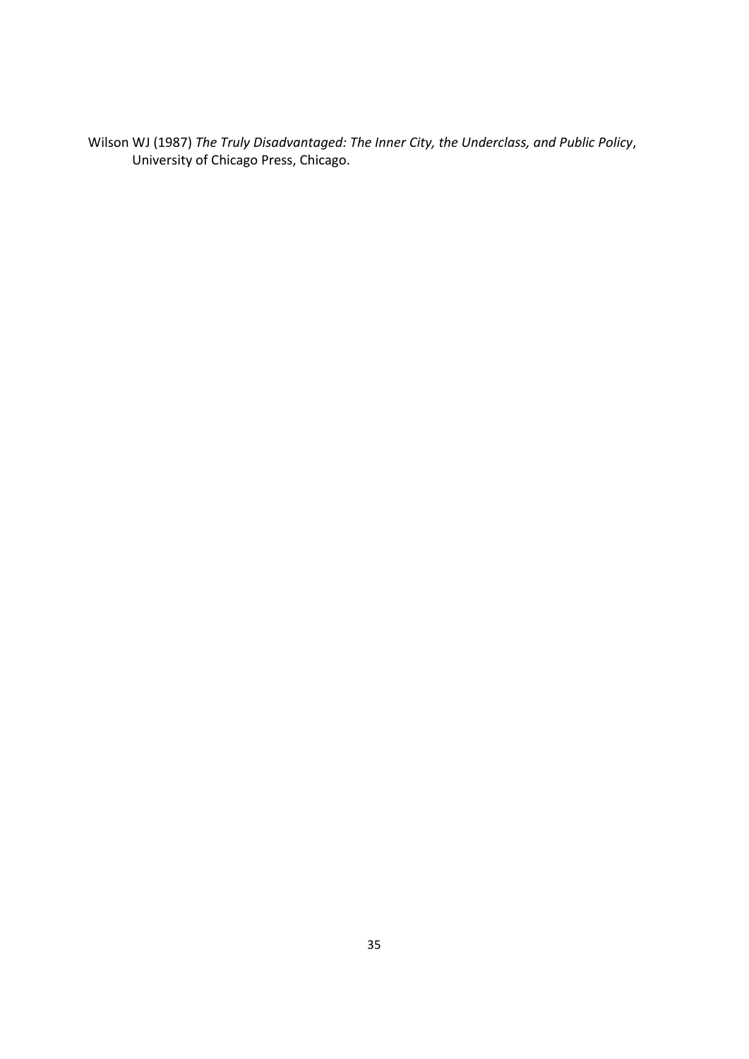Wilson WJ (1987) *The Truly Disadvantaged: The Inner City, the Underclass, and Public Policy*, University of Chicago Press, Chicago.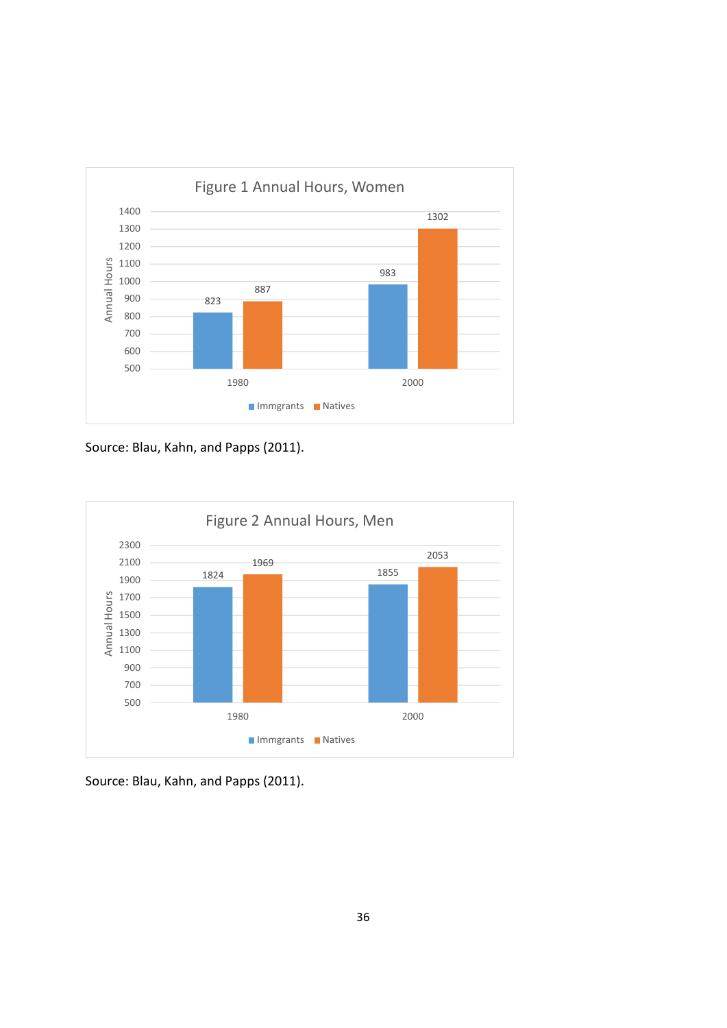Figure 1 Annual Hours, Women

| | Immgrants | Natives |
|---|---|---|
| 1980 | 823 | 887 |
| 2000 | 983 | 1302 |

Source: Blau, Kahn, and Papps (2011).

Figure 2 Annual Hours, Men

| | Immgrants | Natives |
|---|---|---|
| 1980 | 1824 | 1969 |
| 2000 | 1855 | 2053 |

Source: Blau, Kahn, and Papps (2011).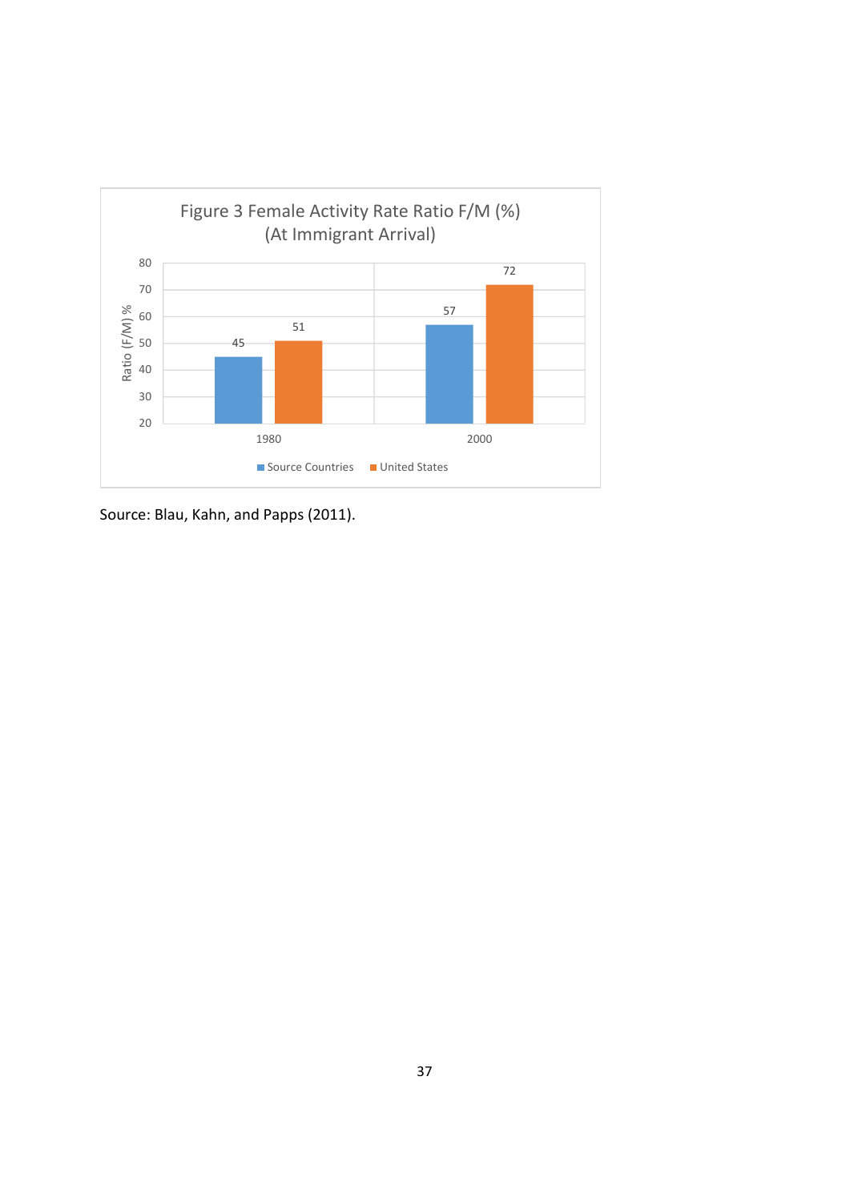**Figure 3 Female Activity Rate Ratio F/M (%) (At Immigrant Arrival)**

| Year | Source Countries | United States |
|---|---|---|
| 1980 | 45 | 51 |
| 2000 | 57 | 72 |

Source: Blau, Kahn, and Papps (2011).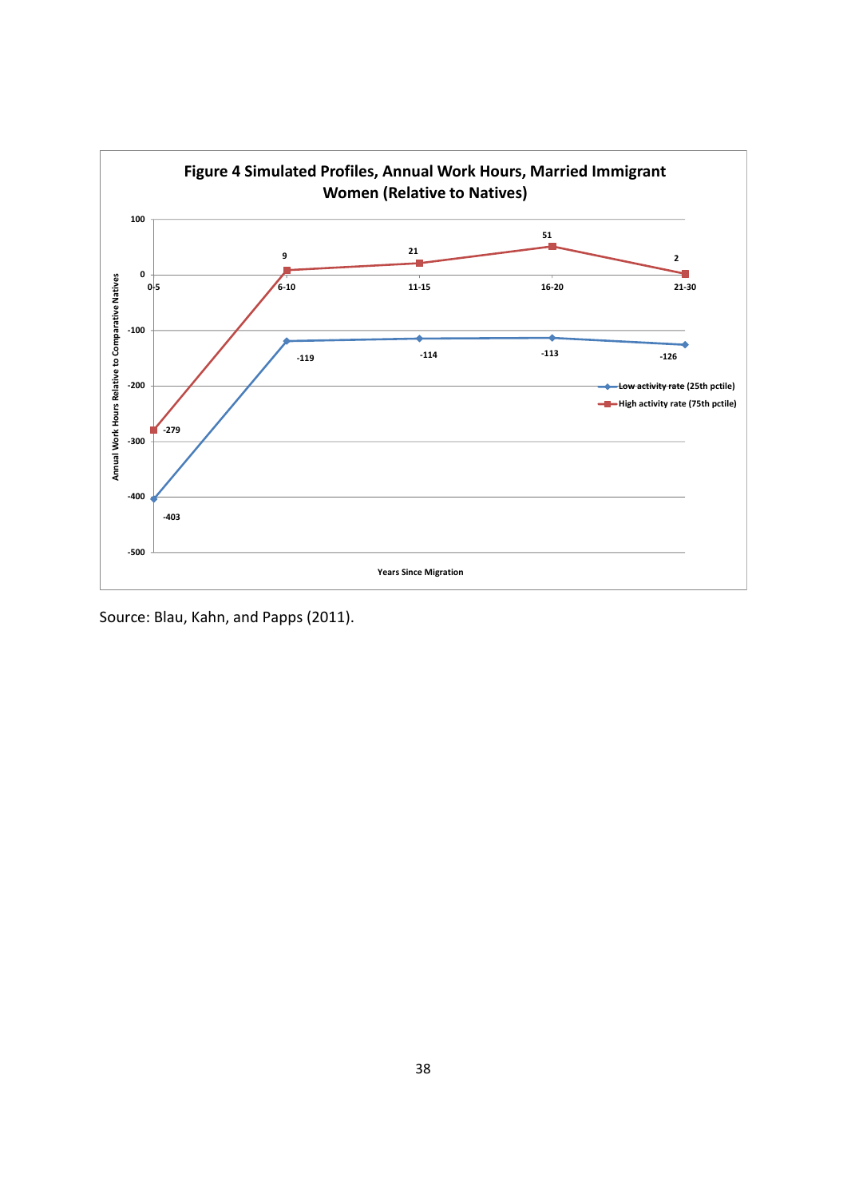**Figure 4 Simulated Profiles, Annual Work Hours, Married Immigrant Women (Relative to Natives)**

| Years Since Migration | Low activity rate (25th pctile) | High activity rate (75th pctile) |
|---|---|---|
| 0-5 | -403 | -279 |
| 6-10 | -119 | 9 |
| 11-15 | -114 | 21 |
| 16-20 | -113 | 51 |
| 21-30 | -126 | 2 |

Y-axis: Annual Work Hours Relative to Comparative Natives

Source: Blau, Kahn, and Papps (2011).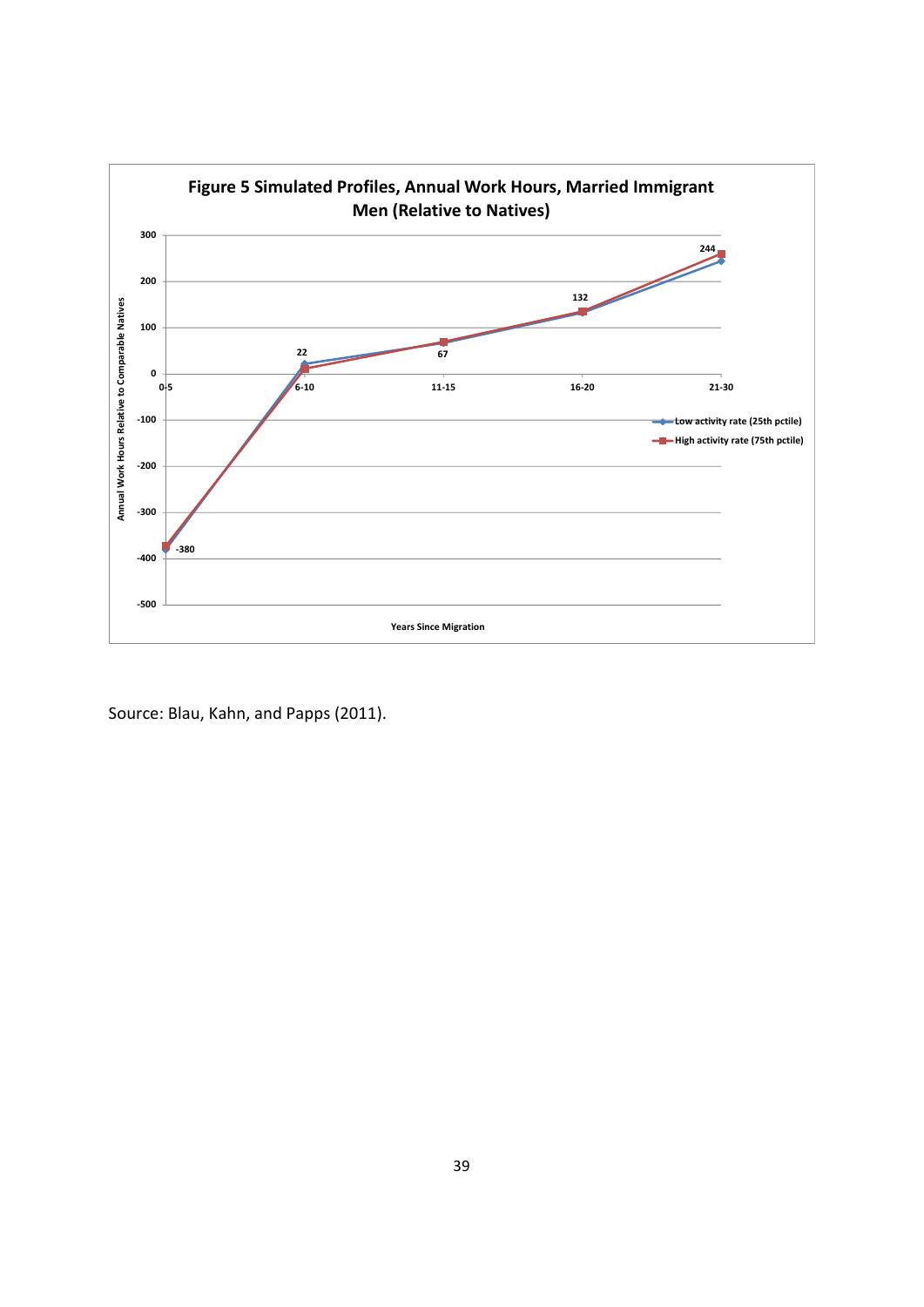**Figure 5 Simulated Profiles, Annual Work Hours, Married Immigrant Men (Relative to Natives)**

| Years Since Migration | 0-5 | 6-10 | 11-15 | 16-20 | 21-30 |
|---|---|---|---|---|---|
| Labeled value | -380 | 22 | 67 | 132 | 244 |

Series: Low activity rate (25th pctile); High activity rate (75th pctile)

Y-axis: Annual Work Hours Relative to Comparable Natives

Source: Blau, Kahn, and Papps (2011).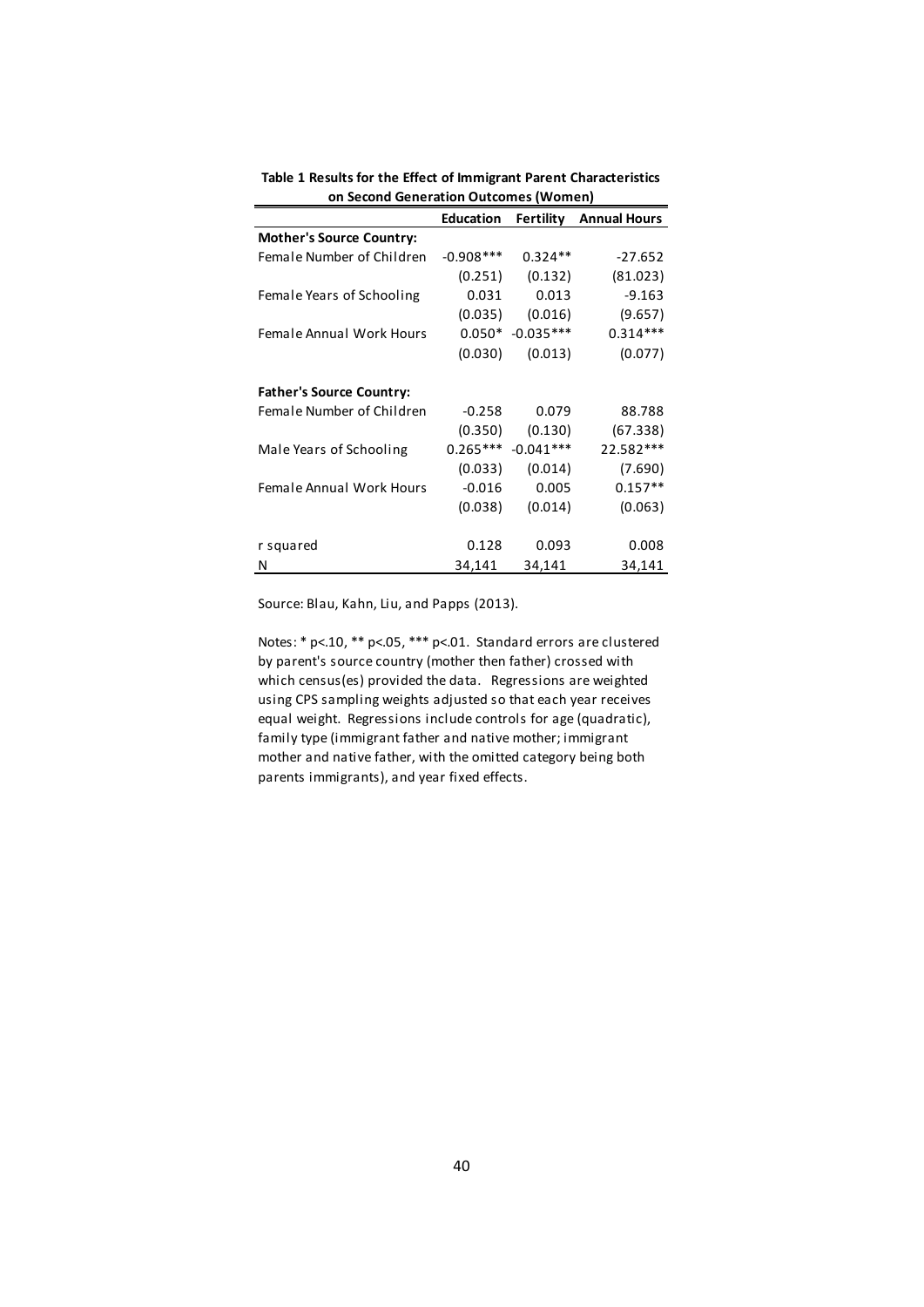**Table 1 Results for the Effect of Immigrant Parent Characteristics on Second Generation Outcomes (Women)**

| | Education | Fertility | Annual Hours |
|---|---|---|---|
| **Mother's Source Country:** | | | |
| Female Number of Children | -0.908*** | 0.324** | -27.652 |
| | (0.251) | (0.132) | (81.023) |
| Female Years of Schooling | 0.031 | 0.013 | -9.163 |
| | (0.035) | (0.016) | (9.657) |
| Female Annual Work Hours | 0.050* | -0.035*** | 0.314*** |
| | (0.030) | (0.013) | (0.077) |
| **Father's Source Country:** | | | |
| Female Number of Children | -0.258 | 0.079 | 88.788 |
| | (0.350) | (0.130) | (67.338) |
| Male Years of Schooling | 0.265*** | -0.041*** | 22.582*** |
| | (0.033) | (0.014) | (7.690) |
| Female Annual Work Hours | -0.016 | 0.005 | 0.157** |
| | (0.038) | (0.014) | (0.063) |
| r squared | 0.128 | 0.093 | 0.008 |
| N | 34,141 | 34,141 | 34,141 |

Source: Blau, Kahn, Liu, and Papps (2013).

Notes: * p<.10, ** p<.05, *** p<.01. Standard errors are clustered by parent's source country (mother then father) crossed with which census(es) provided the data. Regressions are weighted using CPS sampling weights adjusted so that each year receives equal weight. Regressions include controls for age (quadratic), family type (immigrant father and native mother; immigrant mother and native father, with the omitted category being both parents immigrants), and year fixed effects.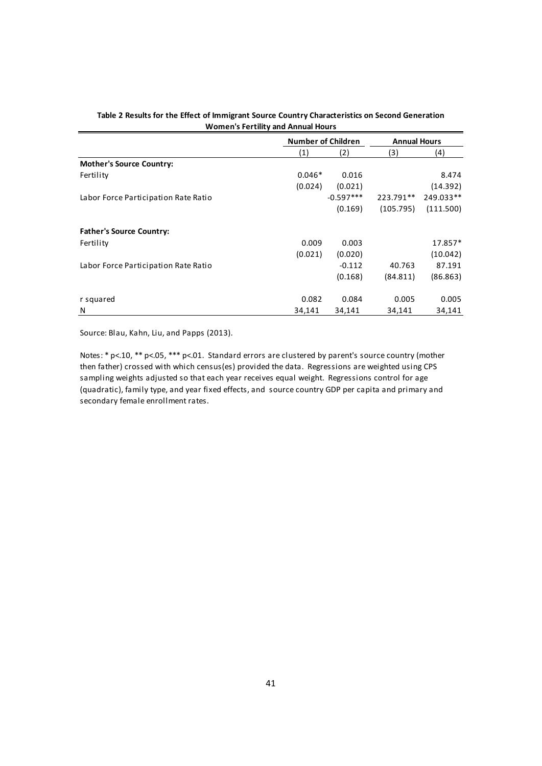**Table 2 Results for the Effect of Immigrant Source Country Characteristics on Second Generation Women's Fertility and Annual Hours**

| | Number of Children | | Annual Hours | |
|---|---|---|---|---|
| | (1) | (2) | (3) | (4) |
| **Mother's Source Country:** | | | | |
| Fertility | 0.046* | 0.016 | | 8.474 |
| | (0.024) | (0.021) | | (14.392) |
| Labor Force Participation Rate Ratio | | -0.597*** | 223.791** | 249.033** |
| | | (0.169) | (105.795) | (111.500) |
| **Father's Source Country:** | | | | |
| Fertility | 0.009 | 0.003 | | 17.857* |
| | (0.021) | (0.020) | | (10.042) |
| Labor Force Participation Rate Ratio | | -0.112 | 40.763 | 87.191 |
| | | (0.168) | (84.811) | (86.863) |
| r squared | 0.082 | 0.084 | 0.005 | 0.005 |
| N | 34,141 | 34,141 | 34,141 | 34,141 |

Source: Blau, Kahn, Liu, and Papps (2013).

Notes: * p<.10, ** p<.05, *** p<.01. Standard errors are clustered by parent's source country (mother then father) crossed with which census(es) provided the data. Regressions are weighted using CPS sampling weights adjusted so that each year receives equal weight. Regressions control for age (quadratic), family type, and year fixed effects, and source country GDP per capita and primary and secondary female enrollment rates.